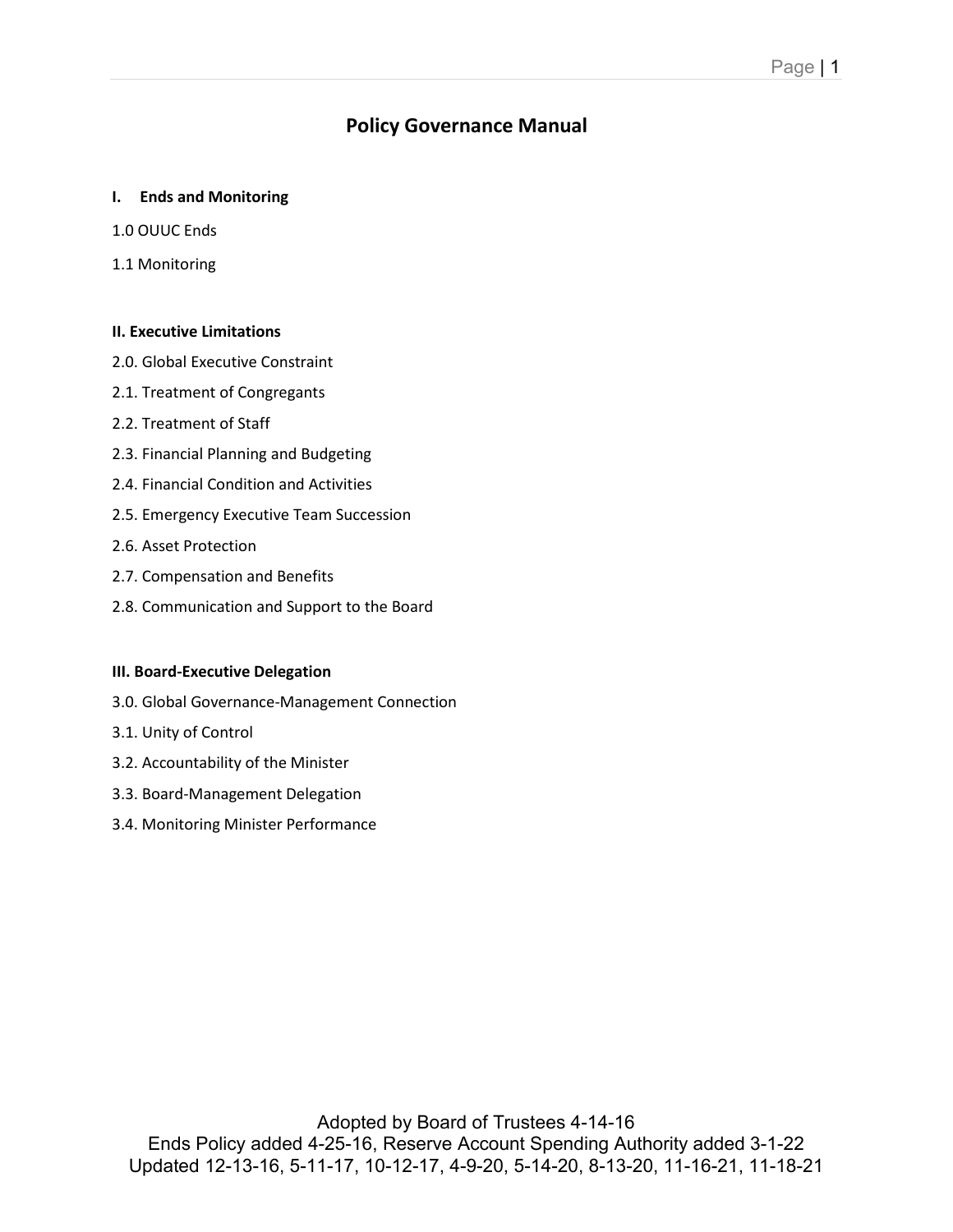# Policy Governance Manual

**I. Ends and Monitoring**

1.0 OUUC Ends

1.1 Monitoring

**II. Executive Limitations**

2.0. Global Executive Constraint

2.1. Treatment of Congregants

2.2. Treatment of Staff

2.3. Financial Planning and Budgeting

2.4. Financial Condition and Activities

2.5. Emergency Executive Team Succession

2.6. Asset Protection

2.7. Compensation and Benefits

2.8. Communication and Support to the Board

**III. Board-Executive Delegation**

3.0. Global Governance-Management Connection

3.1. Unity of Control

3.2. Accountability of the Minister

3.3. Board-Management Delegation

3.4. Monitoring Minister Performance

Adopted by Board of Trustees 4-14-16
Ends Policy added 4-25-16, Reserve Account Spending Authority added 3-1-22
Updated 12-13-16, 5-11-17, 10-12-17, 4-9-20, 5-14-20, 8-13-20, 11-16-21, 11-18-21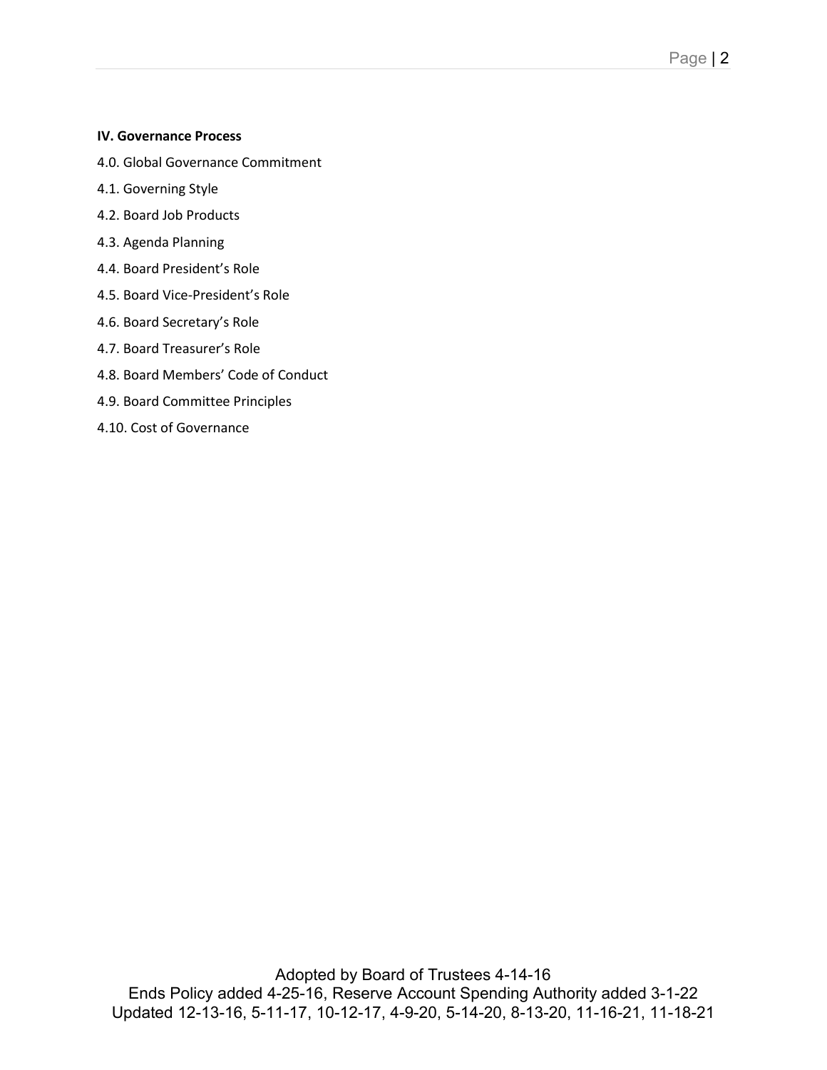**IV. Governance Process**

4.0. Global Governance Commitment

4.1. Governing Style

4.2. Board Job Products

4.3. Agenda Planning

4.4. Board President's Role

4.5. Board Vice-President's Role

4.6. Board Secretary's Role

4.7. Board Treasurer's Role

4.8. Board Members' Code of Conduct

4.9. Board Committee Principles

4.10. Cost of Governance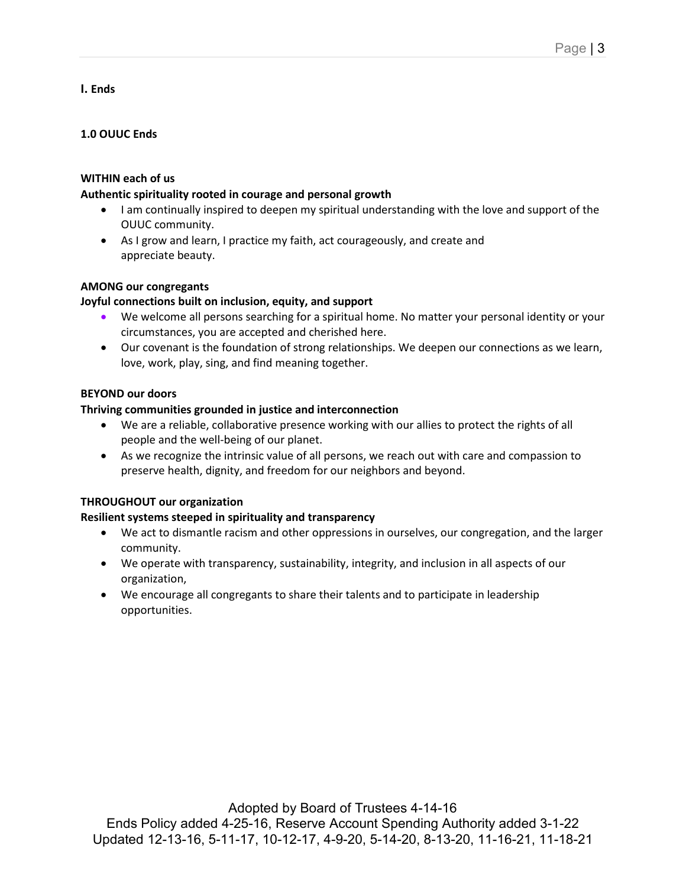# I. Ends

## 1.0 OUUC Ends

**WITHIN each of us**
**Authentic spirituality rooted in courage and personal growth**

- I am continually inspired to deepen my spiritual understanding with the love and support of the OUUC community.
- As I grow and learn, I practice my faith, act courageously, and create and appreciate beauty.

**AMONG our congregants**
**Joyful connections built on inclusion, equity, and support**

- We welcome all persons searching for a spiritual home. No matter your personal identity or your circumstances, you are accepted and cherished here.
- Our covenant is the foundation of strong relationships. We deepen our connections as we learn, love, work, play, sing, and find meaning together.

**BEYOND our doors**
**Thriving communities grounded in justice and interconnection**

- We are a reliable, collaborative presence working with our allies to protect the rights of all people and the well-being of our planet.
- As we recognize the intrinsic value of all persons, we reach out with care and compassion to preserve health, dignity, and freedom for our neighbors and beyond.

**THROUGHOUT our organization**
**Resilient systems steeped in spirituality and transparency**

- We act to dismantle racism and other oppressions in ourselves, our congregation, and the larger community.
- We operate with transparency, sustainability, integrity, and inclusion in all aspects of our organization,
- We encourage all congregants to share their talents and to participate in leadership opportunities.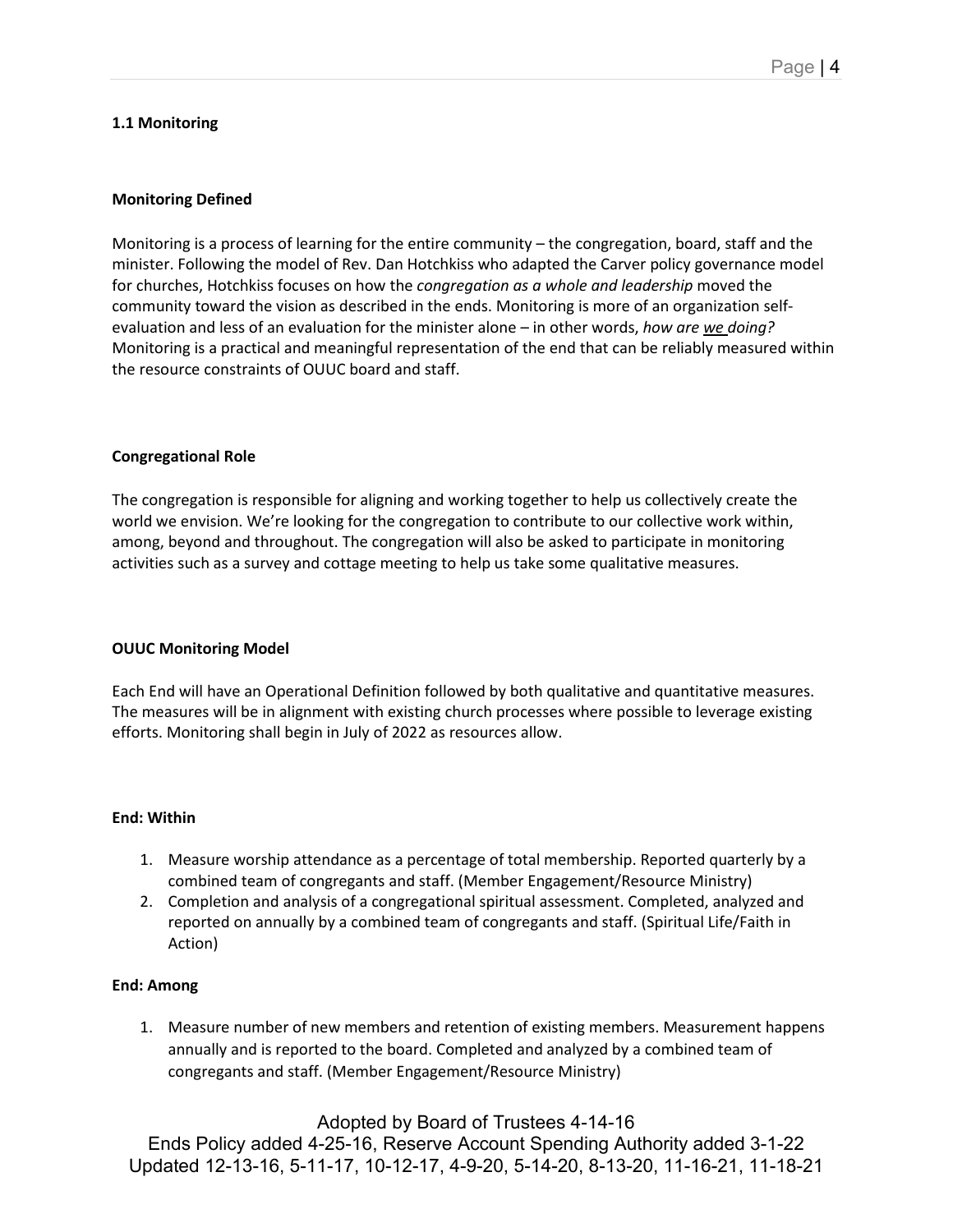### 1.1 Monitoring

#### Monitoring Defined

Monitoring is a process of learning for the entire community – the congregation, board, staff and the minister. Following the model of Rev. Dan Hotchkiss who adapted the Carver policy governance model for churches, Hotchkiss focuses on how the *congregation as a whole and leadership* moved the community toward the vision as described in the ends. Monitoring is more of an organization self-evaluation and less of an evaluation for the minister alone – in other words, *how are we doing?* Monitoring is a practical and meaningful representation of the end that can be reliably measured within the resource constraints of OUUC board and staff.

#### Congregational Role

The congregation is responsible for aligning and working together to help us collectively create the world we envision. We're looking for the congregation to contribute to our collective work within, among, beyond and throughout. The congregation will also be asked to participate in monitoring activities such as a survey and cottage meeting to help us take some qualitative measures.

#### OUUC Monitoring Model

Each End will have an Operational Definition followed by both qualitative and quantitative measures. The measures will be in alignment with existing church processes where possible to leverage existing efforts. Monitoring shall begin in July of 2022 as resources allow.

#### End: Within

1. Measure worship attendance as a percentage of total membership. Reported quarterly by a combined team of congregants and staff. (Member Engagement/Resource Ministry)
2. Completion and analysis of a congregational spiritual assessment. Completed, analyzed and reported on annually by a combined team of congregants and staff. (Spiritual Life/Faith in Action)

#### End: Among

1. Measure number of new members and retention of existing members. Measurement happens annually and is reported to the board. Completed and analyzed by a combined team of congregants and staff. (Member Engagement/Resource Ministry)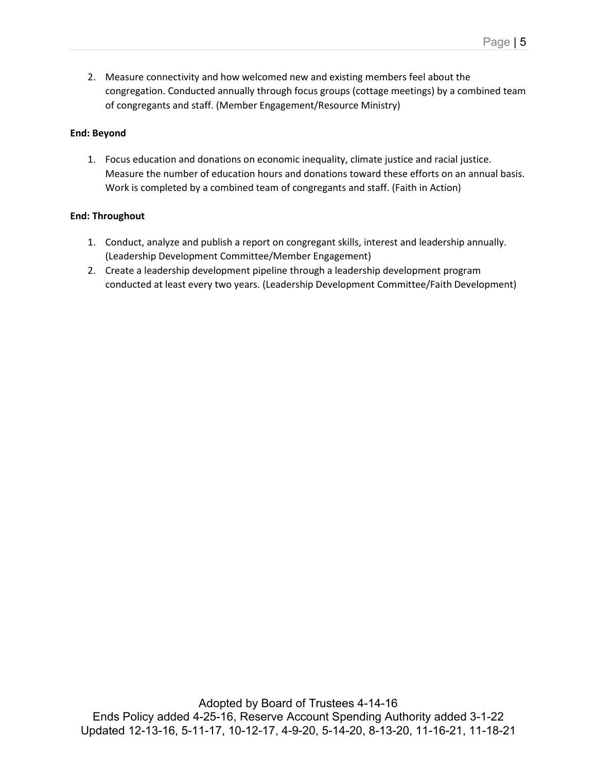2. Measure connectivity and how welcomed new and existing members feel about the congregation. Conducted annually through focus groups (cottage meetings) by a combined team of congregants and staff. (Member Engagement/Resource Ministry)

**End: Beyond**

1. Focus education and donations on economic inequality, climate justice and racial justice. Measure the number of education hours and donations toward these efforts on an annual basis. Work is completed by a combined team of congregants and staff. (Faith in Action)

**End: Throughout**

1. Conduct, analyze and publish a report on congregant skills, interest and leadership annually. (Leadership Development Committee/Member Engagement)
2. Create a leadership development pipeline through a leadership development program conducted at least every two years. (Leadership Development Committee/Faith Development)

Adopted by Board of Trustees 4-14-16
Ends Policy added 4-25-16, Reserve Account Spending Authority added 3-1-22
Updated 12-13-16, 5-11-17, 10-12-17, 4-9-20, 5-14-20, 8-13-20, 11-16-21, 11-18-21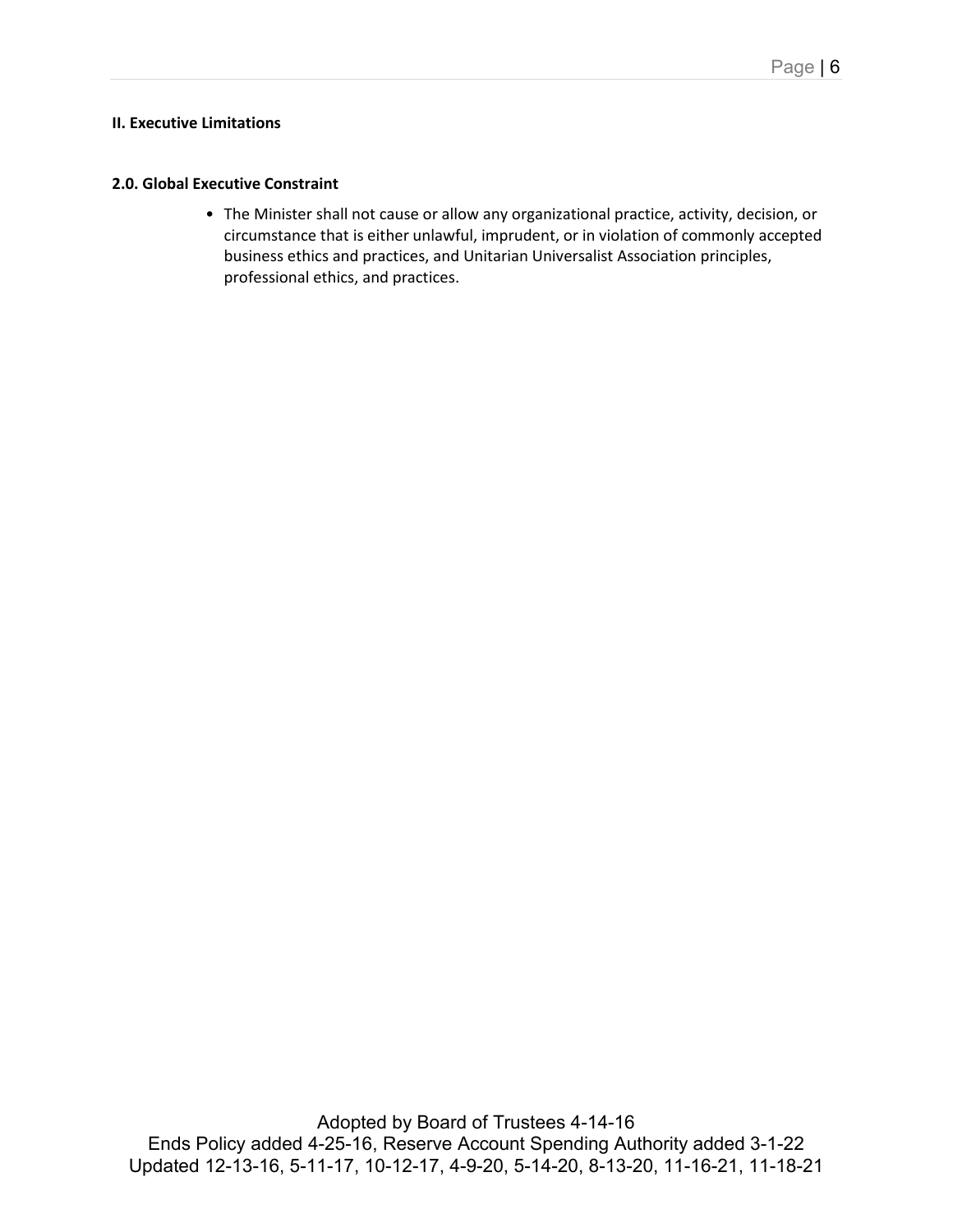## II. Executive Limitations

### 2.0. Global Executive Constraint

- The Minister shall not cause or allow any organizational practice, activity, decision, or circumstance that is either unlawful, imprudent, or in violation of commonly accepted business ethics and practices, and Unitarian Universalist Association principles, professional ethics, and practices.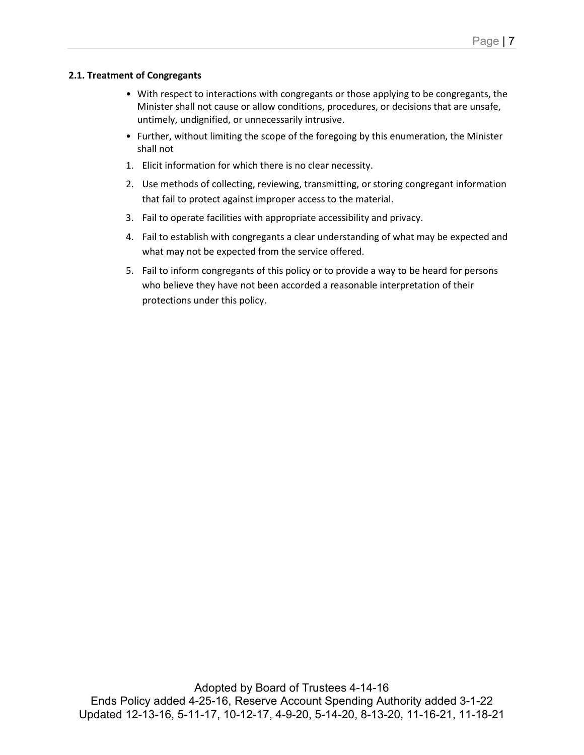### 2.1. Treatment of Congregants

- With respect to interactions with congregants or those applying to be congregants, the Minister shall not cause or allow conditions, procedures, or decisions that are unsafe, untimely, undignified, or unnecessarily intrusive.
- Further, without limiting the scope of the foregoing by this enumeration, the Minister shall not

1. Elicit information for which there is no clear necessity.
2. Use methods of collecting, reviewing, transmitting, or storing congregant information that fail to protect against improper access to the material.
3. Fail to operate facilities with appropriate accessibility and privacy.
4. Fail to establish with congregants a clear understanding of what may be expected and what may not be expected from the service offered.
5. Fail to inform congregants of this policy or to provide a way to be heard for persons who believe they have not been accorded a reasonable interpretation of their protections under this policy.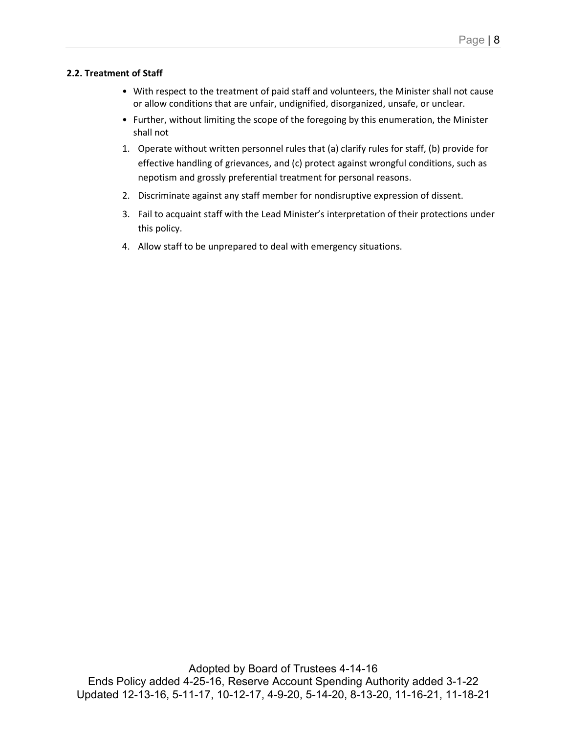**2.2. Treatment of Staff**

- With respect to the treatment of paid staff and volunteers, the Minister shall not cause or allow conditions that are unfair, undignified, disorganized, unsafe, or unclear.
- Further, without limiting the scope of the foregoing by this enumeration, the Minister shall not

1. Operate without written personnel rules that (a) clarify rules for staff, (b) provide for effective handling of grievances, and (c) protect against wrongful conditions, such as nepotism and grossly preferential treatment for personal reasons.
2. Discriminate against any staff member for nondisruptive expression of dissent.
3. Fail to acquaint staff with the Lead Minister's interpretation of their protections under this policy.
4. Allow staff to be unprepared to deal with emergency situations.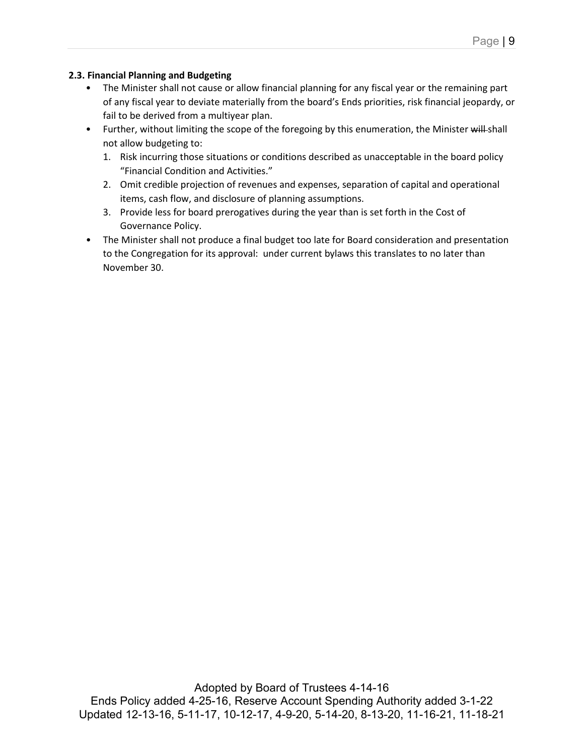**2.3. Financial Planning and Budgeting**

- The Minister shall not cause or allow financial planning for any fiscal year or the remaining part of any fiscal year to deviate materially from the board's Ends priorities, risk financial jeopardy, or fail to be derived from a multiyear plan.
- Further, without limiting the scope of the foregoing by this enumeration, the Minister ~~will~~ shall not allow budgeting to:
  1. Risk incurring those situations or conditions described as unacceptable in the board policy "Financial Condition and Activities."
  2. Omit credible projection of revenues and expenses, separation of capital and operational items, cash flow, and disclosure of planning assumptions.
  3. Provide less for board prerogatives during the year than is set forth in the Cost of Governance Policy.
- The Minister shall not produce a final budget too late for Board consideration and presentation to the Congregation for its approval: under current bylaws this translates to no later than November 30.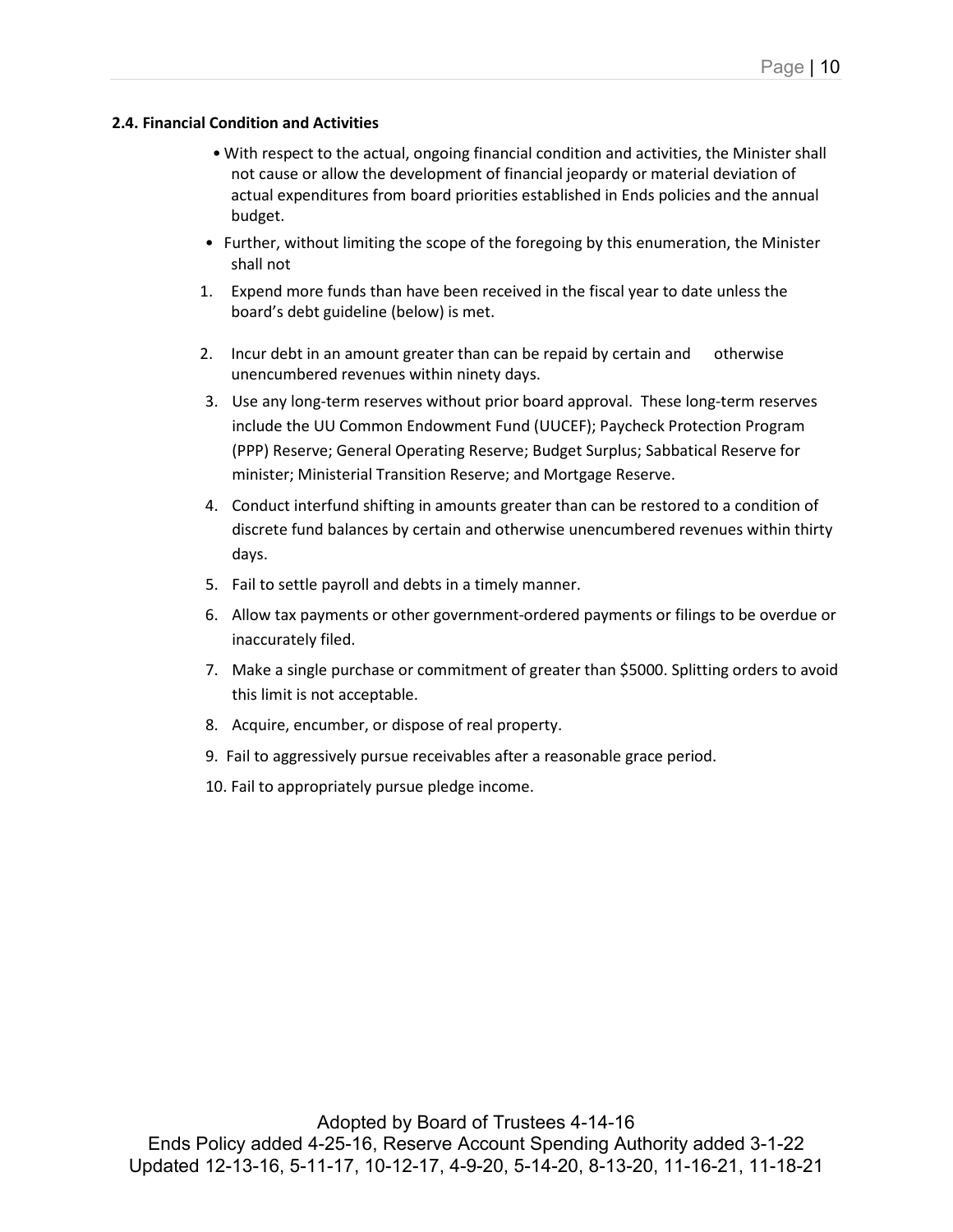**2.4. Financial Condition and Activities**

- With respect to the actual, ongoing financial condition and activities, the Minister shall not cause or allow the development of financial jeopardy or material deviation of actual expenditures from board priorities established in Ends policies and the annual budget.
- Further, without limiting the scope of the foregoing by this enumeration, the Minister shall not

1. Expend more funds than have been received in the fiscal year to date unless the board's debt guideline (below) is met.
2. Incur debt in an amount greater than can be repaid by certain and otherwise unencumbered revenues within ninety days.
3. Use any long-term reserves without prior board approval. These long-term reserves include the UU Common Endowment Fund (UUCEF); Paycheck Protection Program (PPP) Reserve; General Operating Reserve; Budget Surplus; Sabbatical Reserve for minister; Ministerial Transition Reserve; and Mortgage Reserve.
4. Conduct interfund shifting in amounts greater than can be restored to a condition of discrete fund balances by certain and otherwise unencumbered revenues within thirty days.
5. Fail to settle payroll and debts in a timely manner.
6. Allow tax payments or other government-ordered payments or filings to be overdue or inaccurately filed.
7. Make a single purchase or commitment of greater than $5000. Splitting orders to avoid this limit is not acceptable.
8. Acquire, encumber, or dispose of real property.
9. Fail to aggressively pursue receivables after a reasonable grace period.
10. Fail to appropriately pursue pledge income.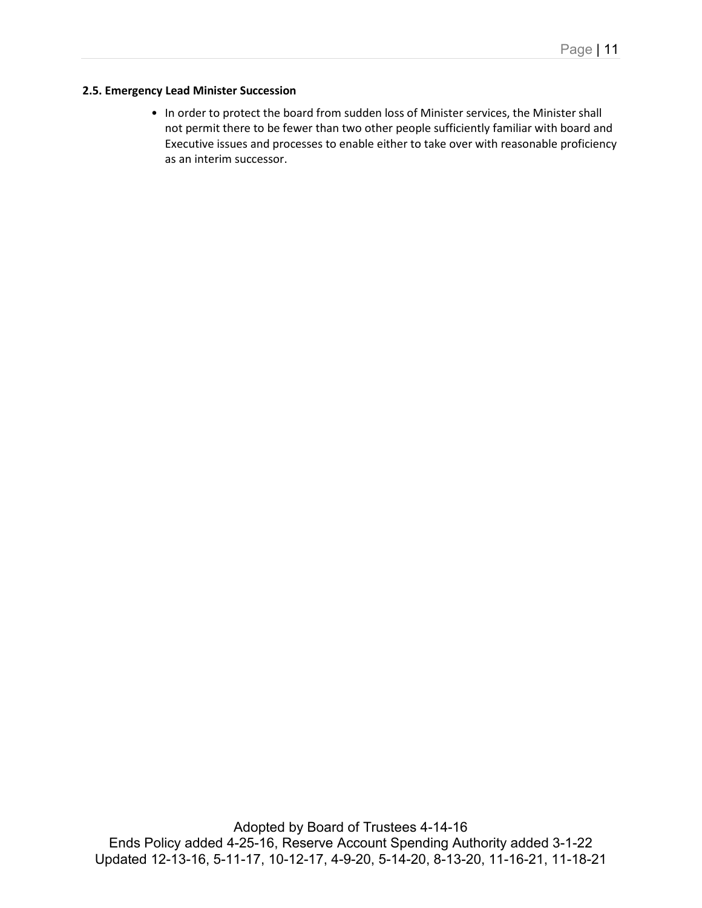**2.5. Emergency Lead Minister Succession**

- In order to protect the board from sudden loss of Minister services, the Minister shall not permit there to be fewer than two other people sufficiently familiar with board and Executive issues and processes to enable either to take over with reasonable proficiency as an interim successor.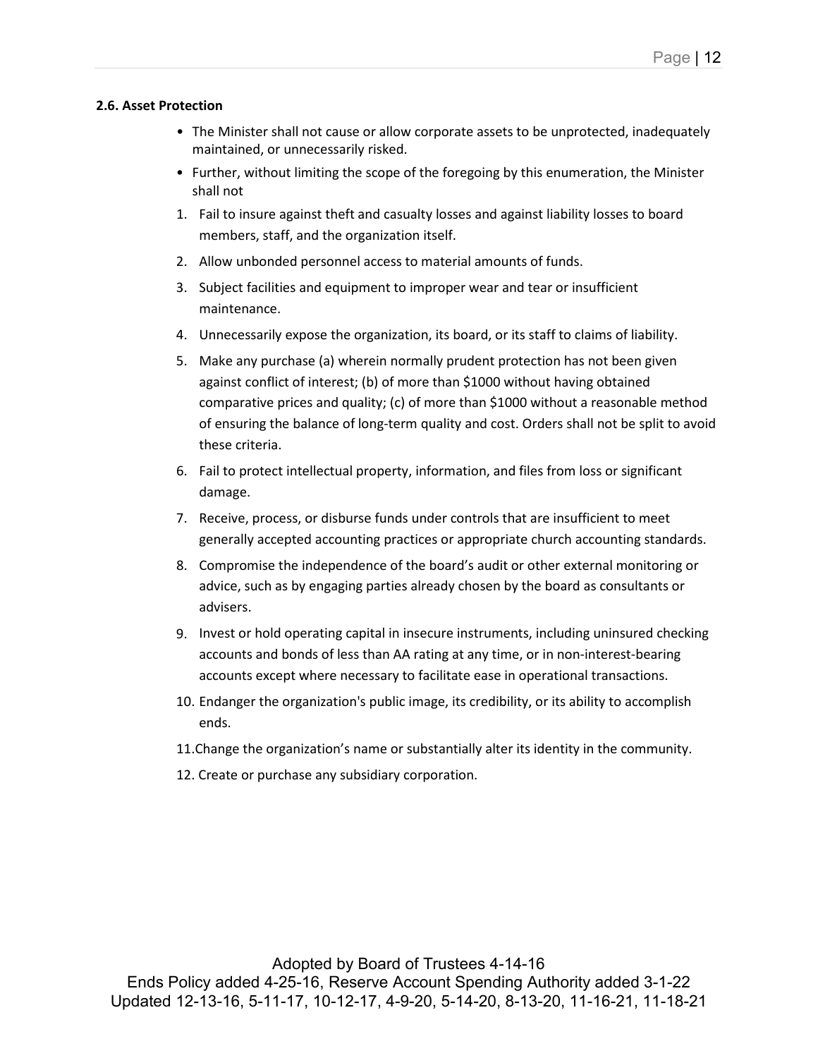**2.6. Asset Protection**

- The Minister shall not cause or allow corporate assets to be unprotected, inadequately maintained, or unnecessarily risked.
- Further, without limiting the scope of the foregoing by this enumeration, the Minister shall not

1. Fail to insure against theft and casualty losses and against liability losses to board members, staff, and the organization itself.
2. Allow unbonded personnel access to material amounts of funds.
3. Subject facilities and equipment to improper wear and tear or insufficient maintenance.
4. Unnecessarily expose the organization, its board, or its staff to claims of liability.
5. Make any purchase (a) wherein normally prudent protection has not been given against conflict of interest; (b) of more than $1000 without having obtained comparative prices and quality; (c) of more than $1000 without a reasonable method of ensuring the balance of long-term quality and cost. Orders shall not be split to avoid these criteria.
6. Fail to protect intellectual property, information, and files from loss or significant damage.
7. Receive, process, or disburse funds under controls that are insufficient to meet generally accepted accounting practices or appropriate church accounting standards.
8. Compromise the independence of the board's audit or other external monitoring or advice, such as by engaging parties already chosen by the board as consultants or advisers.
9. Invest or hold operating capital in insecure instruments, including uninsured checking accounts and bonds of less than AA rating at any time, or in non-interest-bearing accounts except where necessary to facilitate ease in operational transactions.
10. Endanger the organization's public image, its credibility, or its ability to accomplish ends.
11. Change the organization's name or substantially alter its identity in the community.
12. Create or purchase any subsidiary corporation.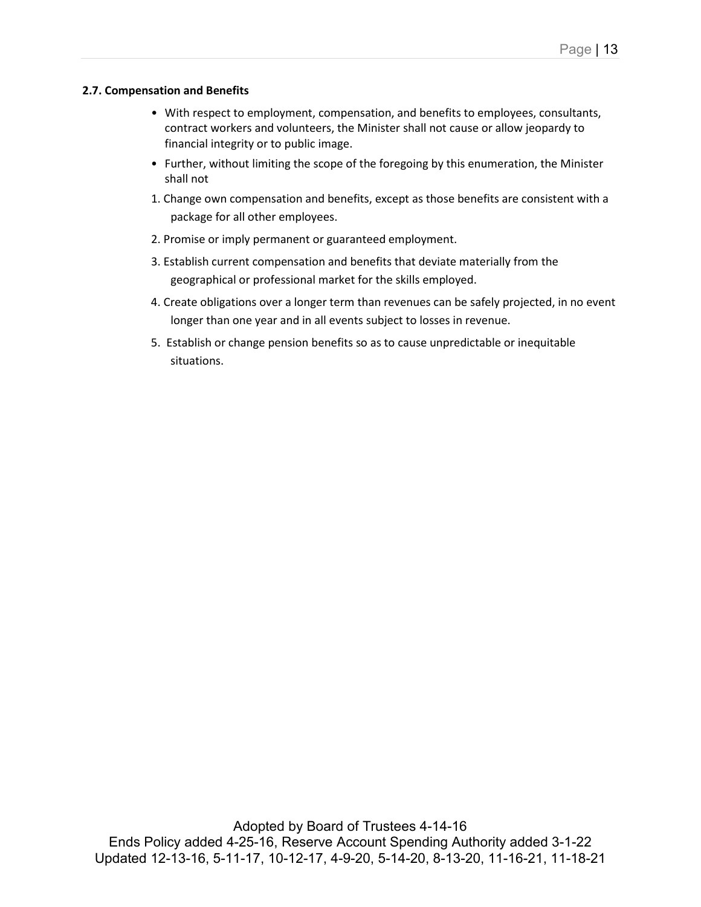**2.7. Compensation and Benefits**

- With respect to employment, compensation, and benefits to employees, consultants, contract workers and volunteers, the Minister shall not cause or allow jeopardy to financial integrity or to public image.
- Further, without limiting the scope of the foregoing by this enumeration, the Minister shall not

1. Change own compensation and benefits, except as those benefits are consistent with a package for all other employees.
2. Promise or imply permanent or guaranteed employment.
3. Establish current compensation and benefits that deviate materially from the geographical or professional market for the skills employed.
4. Create obligations over a longer term than revenues can be safely projected, in no event longer than one year and in all events subject to losses in revenue.
5. Establish or change pension benefits so as to cause unpredictable or inequitable situations.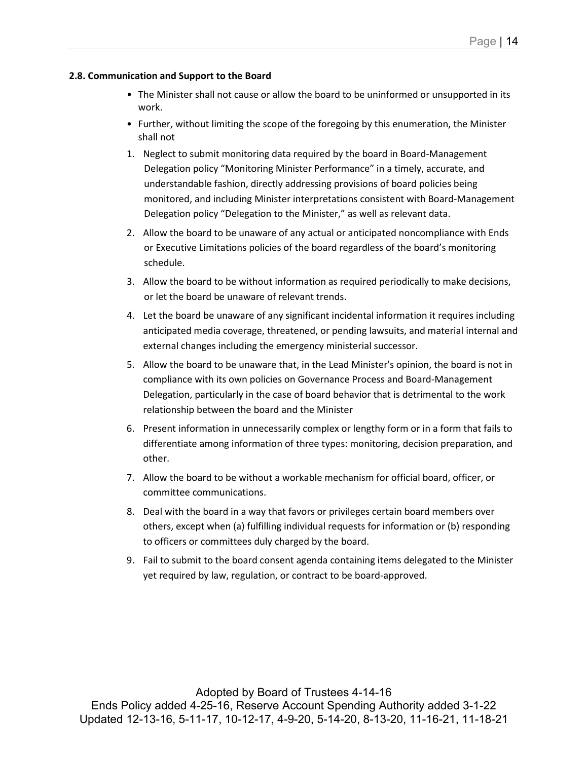**2.8. Communication and Support to the Board**

- The Minister shall not cause or allow the board to be uninformed or unsupported in its work.
- Further, without limiting the scope of the foregoing by this enumeration, the Minister shall not

1. Neglect to submit monitoring data required by the board in Board-Management Delegation policy "Monitoring Minister Performance" in a timely, accurate, and understandable fashion, directly addressing provisions of board policies being monitored, and including Minister interpretations consistent with Board-Management Delegation policy "Delegation to the Minister," as well as relevant data.
2. Allow the board to be unaware of any actual or anticipated noncompliance with Ends or Executive Limitations policies of the board regardless of the board's monitoring schedule.
3. Allow the board to be without information as required periodically to make decisions, or let the board be unaware of relevant trends.
4. Let the board be unaware of any significant incidental information it requires including anticipated media coverage, threatened, or pending lawsuits, and material internal and external changes including the emergency ministerial successor.
5. Allow the board to be unaware that, in the Lead Minister's opinion, the board is not in compliance with its own policies on Governance Process and Board-Management Delegation, particularly in the case of board behavior that is detrimental to the work relationship between the board and the Minister
6. Present information in unnecessarily complex or lengthy form or in a form that fails to differentiate among information of three types: monitoring, decision preparation, and other.
7. Allow the board to be without a workable mechanism for official board, officer, or committee communications.
8. Deal with the board in a way that favors or privileges certain board members over others, except when (a) fulfilling individual requests for information or (b) responding to officers or committees duly charged by the board.
9. Fail to submit to the board consent agenda containing items delegated to the Minister yet required by law, regulation, or contract to be board-approved.

Adopted by Board of Trustees 4-14-16
Ends Policy added 4-25-16, Reserve Account Spending Authority added 3-1-22
Updated 12-13-16, 5-11-17, 10-12-17, 4-9-20, 5-14-20, 8-13-20, 11-16-21, 11-18-21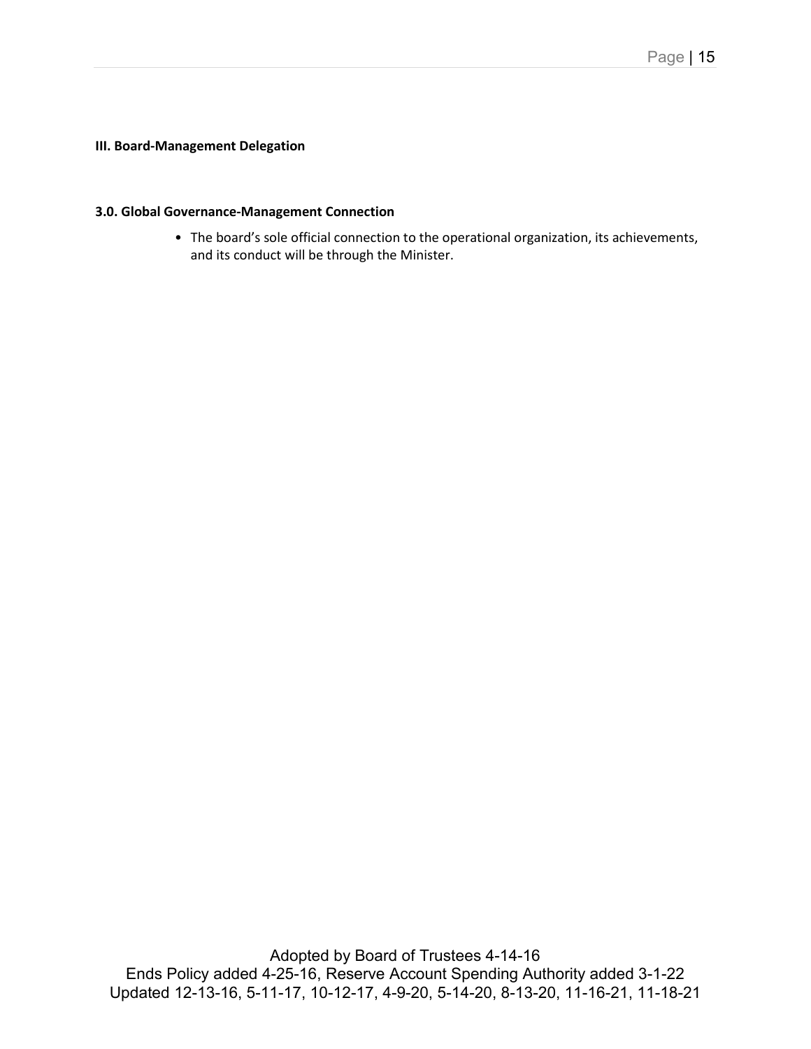### III. Board-Management Delegation

#### 3.0. Global Governance-Management Connection

- The board's sole official connection to the operational organization, its achievements, and its conduct will be through the Minister.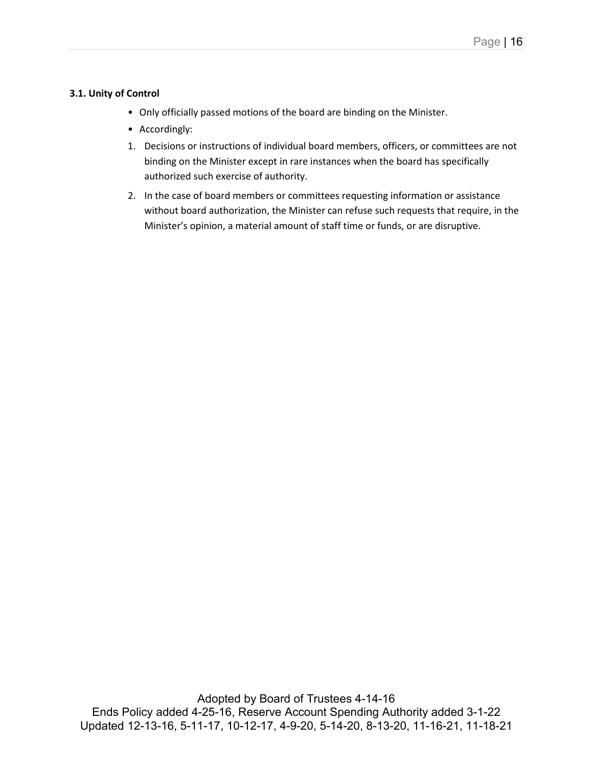### 3.1. Unity of Control

- Only officially passed motions of the board are binding on the Minister.
- Accordingly:

1. Decisions or instructions of individual board members, officers, or committees are not binding on the Minister except in rare instances when the board has specifically authorized such exercise of authority.
2. In the case of board members or committees requesting information or assistance without board authorization, the Minister can refuse such requests that require, in the Minister's opinion, a material amount of staff time or funds, or are disruptive.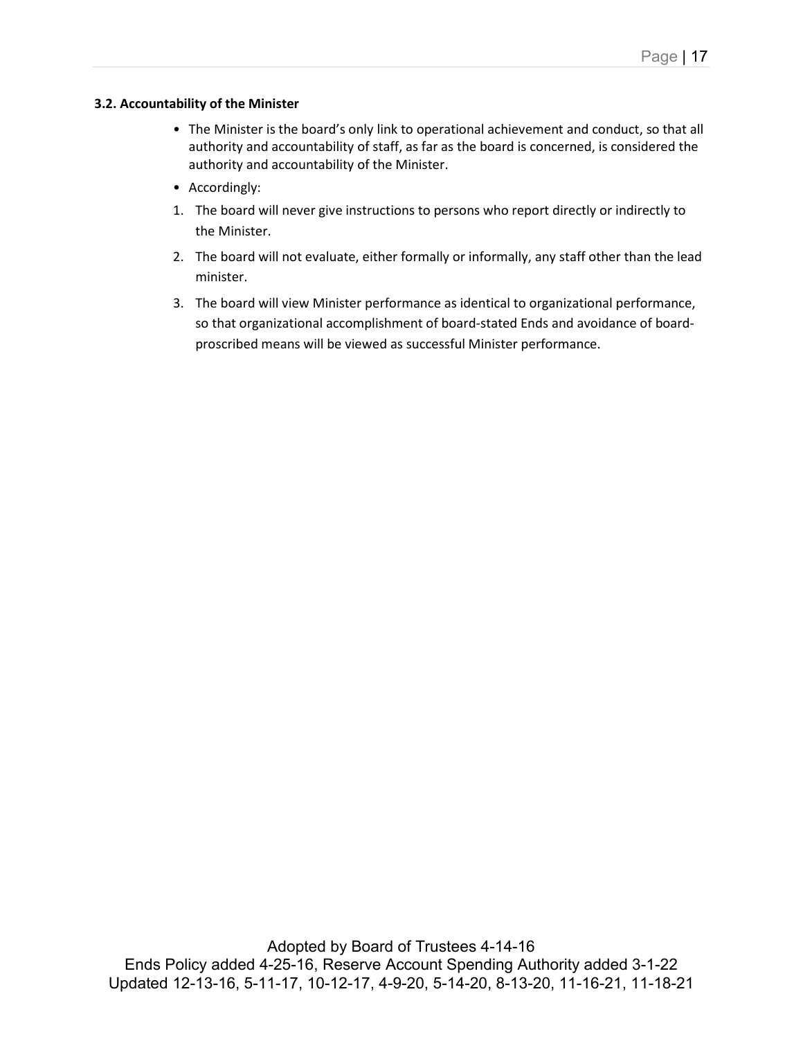### 3.2. Accountability of the Minister

- The Minister is the board's only link to operational achievement and conduct, so that all authority and accountability of staff, as far as the board is concerned, is considered the authority and accountability of the Minister.
- Accordingly:

1. The board will never give instructions to persons who report directly or indirectly to the Minister.
2. The board will not evaluate, either formally or informally, any staff other than the lead minister.
3. The board will view Minister performance as identical to organizational performance, so that organizational accomplishment of board-stated Ends and avoidance of board-proscribed means will be viewed as successful Minister performance.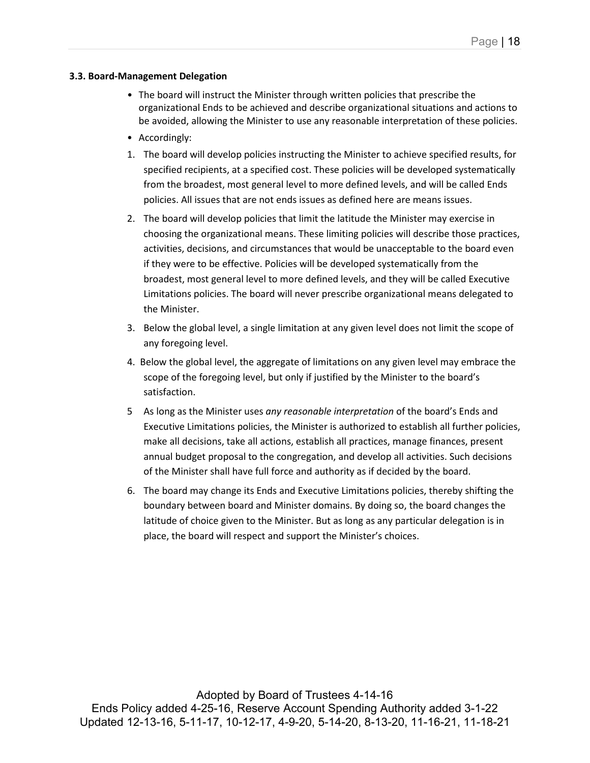**3.3. Board-Management Delegation**

- The board will instruct the Minister through written policies that prescribe the organizational Ends to be achieved and describe organizational situations and actions to be avoided, allowing the Minister to use any reasonable interpretation of these policies.
- Accordingly:

1. The board will develop policies instructing the Minister to achieve specified results, for specified recipients, at a specified cost. These policies will be developed systematically from the broadest, most general level to more defined levels, and will be called Ends policies. All issues that are not ends issues as defined here are means issues.
2. The board will develop policies that limit the latitude the Minister may exercise in choosing the organizational means. These limiting policies will describe those practices, activities, decisions, and circumstances that would be unacceptable to the board even if they were to be effective. Policies will be developed systematically from the broadest, most general level to more defined levels, and they will be called Executive Limitations policies. The board will never prescribe organizational means delegated to the Minister.
3. Below the global level, a single limitation at any given level does not limit the scope of any foregoing level.
4. Below the global level, the aggregate of limitations on any given level may embrace the scope of the foregoing level, but only if justified by the Minister to the board's satisfaction.
5. As long as the Minister uses *any reasonable interpretation* of the board's Ends and Executive Limitations policies, the Minister is authorized to establish all further policies, make all decisions, take all actions, establish all practices, manage finances, present annual budget proposal to the congregation, and develop all activities. Such decisions of the Minister shall have full force and authority as if decided by the board.
6. The board may change its Ends and Executive Limitations policies, thereby shifting the boundary between board and Minister domains. By doing so, the board changes the latitude of choice given to the Minister. But as long as any particular delegation is in place, the board will respect and support the Minister's choices.

Adopted by Board of Trustees 4-14-16
Ends Policy added 4-25-16, Reserve Account Spending Authority added 3-1-22
Updated 12-13-16, 5-11-17, 10-12-17, 4-9-20, 5-14-20, 8-13-20, 11-16-21, 11-18-21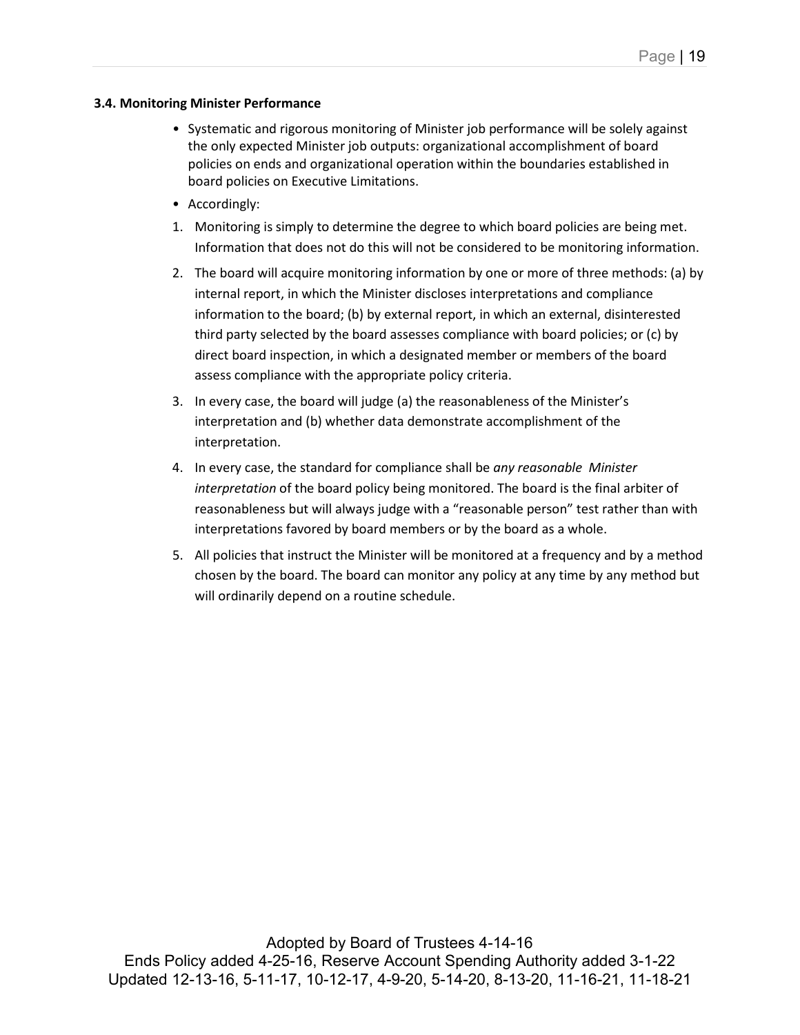### 3.4. Monitoring Minister Performance

- Systematic and rigorous monitoring of Minister job performance will be solely against the only expected Minister job outputs: organizational accomplishment of board policies on ends and organizational operation within the boundaries established in board policies on Executive Limitations.
- Accordingly:

1. Monitoring is simply to determine the degree to which board policies are being met. Information that does not do this will not be considered to be monitoring information.
2. The board will acquire monitoring information by one or more of three methods: (a) by internal report, in which the Minister discloses interpretations and compliance information to the board; (b) by external report, in which an external, disinterested third party selected by the board assesses compliance with board policies; or (c) by direct board inspection, in which a designated member or members of the board assess compliance with the appropriate policy criteria.
3. In every case, the board will judge (a) the reasonableness of the Minister's interpretation and (b) whether data demonstrate accomplishment of the interpretation.
4. In every case, the standard for compliance shall be *any reasonable Minister interpretation* of the board policy being monitored. The board is the final arbiter of reasonableness but will always judge with a "reasonable person" test rather than with interpretations favored by board members or by the board as a whole.
5. All policies that instruct the Minister will be monitored at a frequency and by a method chosen by the board. The board can monitor any policy at any time by any method but will ordinarily depend on a routine schedule.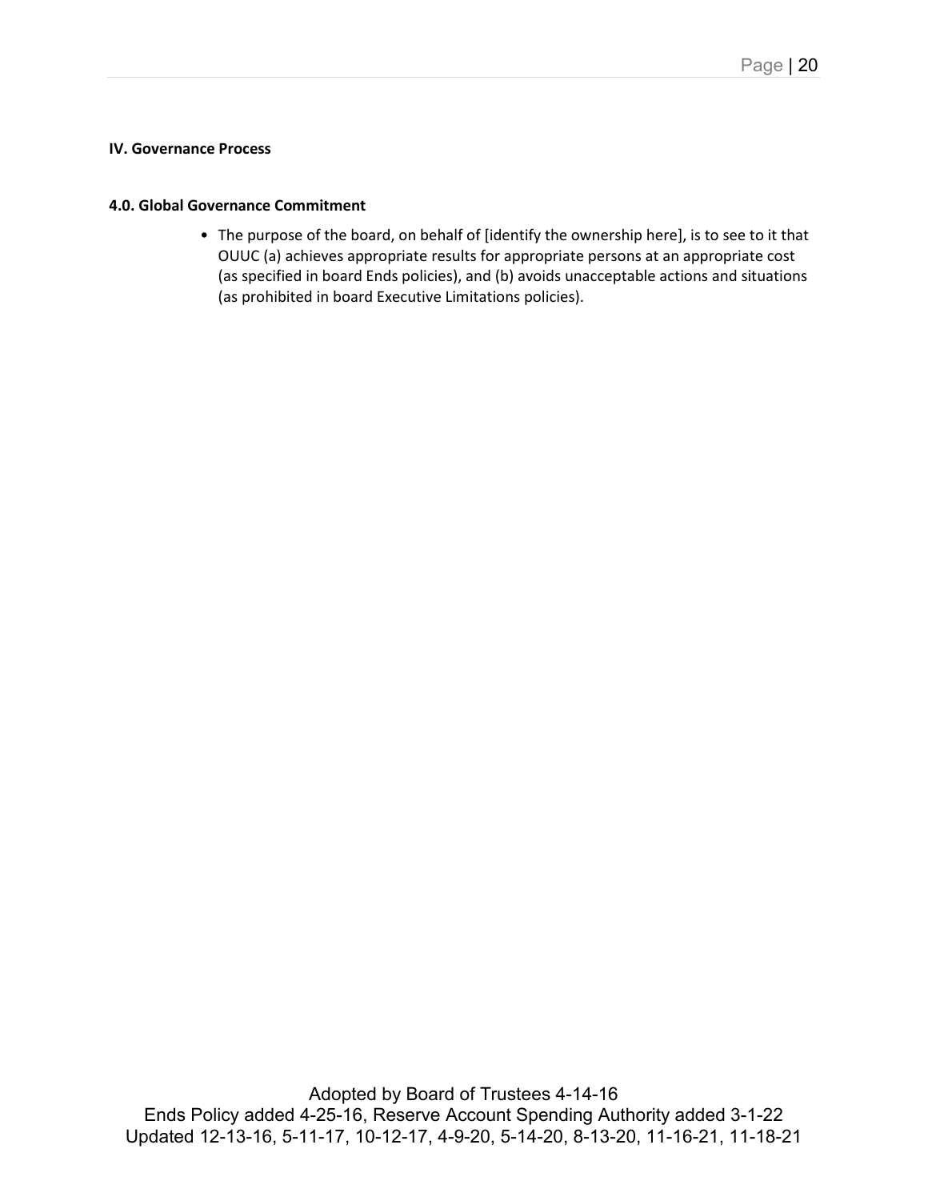**IV. Governance Process**

**4.0. Global Governance Commitment**

- The purpose of the board, on behalf of [identify the ownership here], is to see to it that OUUC (a) achieves appropriate results for appropriate persons at an appropriate cost (as specified in board Ends policies), and (b) avoids unacceptable actions and situations (as prohibited in board Executive Limitations policies).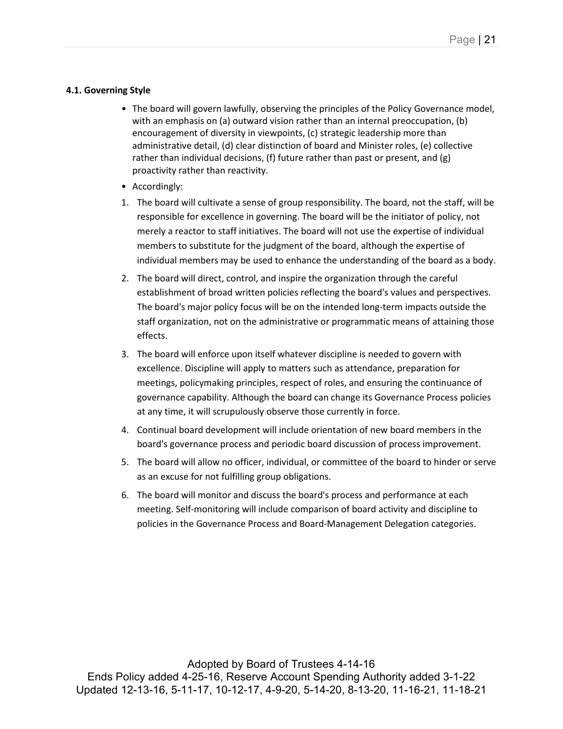#### 4.1. Governing Style

- The board will govern lawfully, observing the principles of the Policy Governance model, with an emphasis on (a) outward vision rather than an internal preoccupation, (b) encouragement of diversity in viewpoints, (c) strategic leadership more than administrative detail, (d) clear distinction of board and Minister roles, (e) collective rather than individual decisions, (f) future rather than past or present, and (g) proactivity rather than reactivity.
- Accordingly:

1. The board will cultivate a sense of group responsibility. The board, not the staff, will be responsible for excellence in governing. The board will be the initiator of policy, not merely a reactor to staff initiatives. The board will not use the expertise of individual members to substitute for the judgment of the board, although the expertise of individual members may be used to enhance the understanding of the board as a body.
2. The board will direct, control, and inspire the organization through the careful establishment of broad written policies reflecting the board's values and perspectives. The board's major policy focus will be on the intended long-term impacts outside the staff organization, not on the administrative or programmatic means of attaining those effects.
3. The board will enforce upon itself whatever discipline is needed to govern with excellence. Discipline will apply to matters such as attendance, preparation for meetings, policymaking principles, respect of roles, and ensuring the continuance of governance capability. Although the board can change its Governance Process policies at any time, it will scrupulously observe those currently in force.
4. Continual board development will include orientation of new board members in the board's governance process and periodic board discussion of process improvement.
5. The board will allow no officer, individual, or committee of the board to hinder or serve as an excuse for not fulfilling group obligations.
6. The board will monitor and discuss the board's process and performance at each meeting. Self-monitoring will include comparison of board activity and discipline to policies in the Governance Process and Board-Management Delegation categories.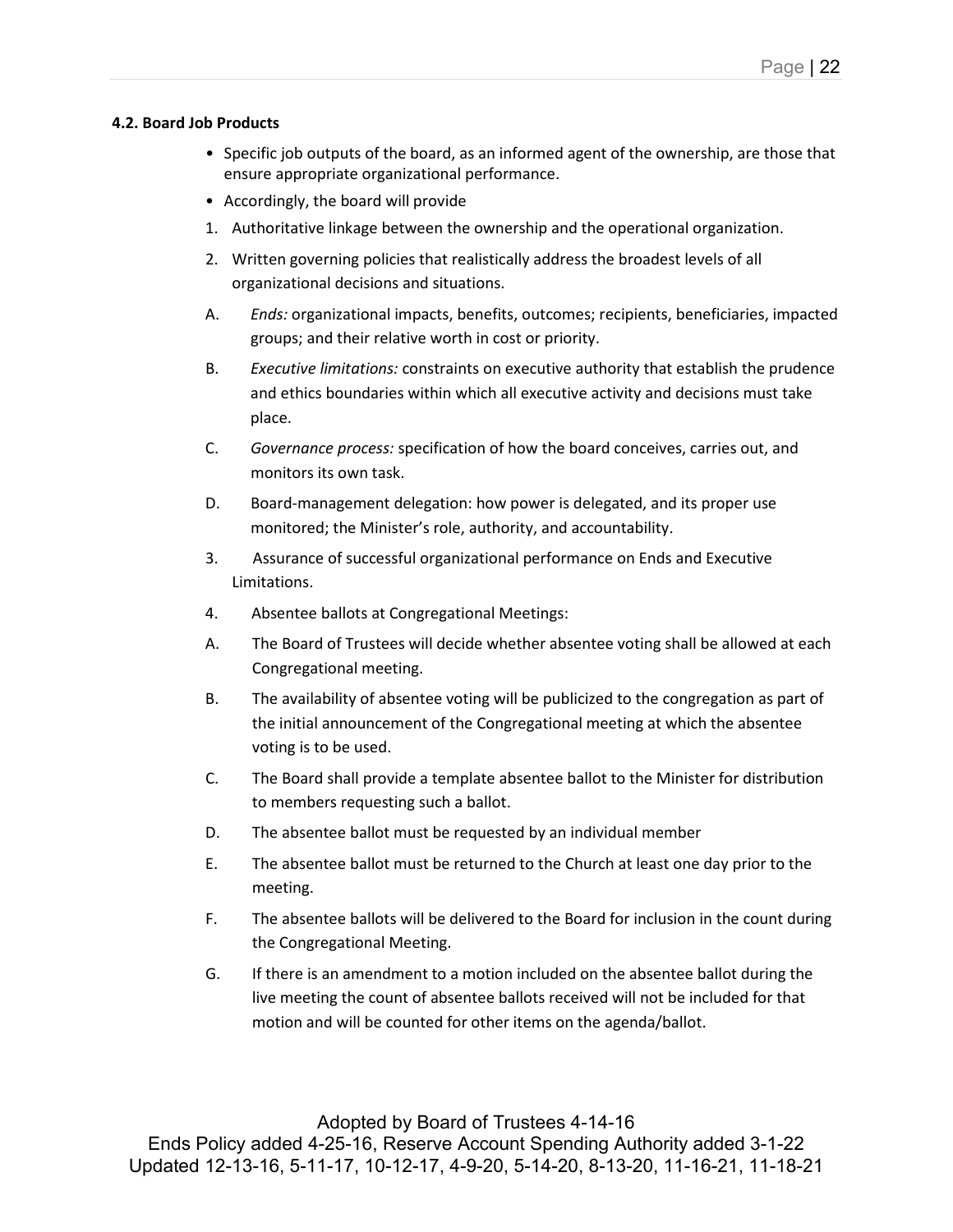#### 4.2. Board Job Products

- Specific job outputs of the board, as an informed agent of the ownership, are those that ensure appropriate organizational performance.
- Accordingly, the board will provide

1. Authoritative linkage between the ownership and the operational organization.
2. Written governing policies that realistically address the broadest levels of all organizational decisions and situations.

   A. *Ends:* organizational impacts, benefits, outcomes; recipients, beneficiaries, impacted groups; and their relative worth in cost or priority.

   B. *Executive limitations:* constraints on executive authority that establish the prudence and ethics boundaries within which all executive activity and decisions must take place.

   C. *Governance process:* specification of how the board conceives, carries out, and monitors its own task.

   D. Board-management delegation: how power is delegated, and its proper use monitored; the Minister's role, authority, and accountability.

3. Assurance of successful organizational performance on Ends and Executive Limitations.
4. Absentee ballots at Congregational Meetings:

   A. The Board of Trustees will decide whether absentee voting shall be allowed at each Congregational meeting.

   B. The availability of absentee voting will be publicized to the congregation as part of the initial announcement of the Congregational meeting at which the absentee voting is to be used.

   C. The Board shall provide a template absentee ballot to the Minister for distribution to members requesting such a ballot.

   D. The absentee ballot must be requested by an individual member

   E. The absentee ballot must be returned to the Church at least one day prior to the meeting.

   F. The absentee ballots will be delivered to the Board for inclusion in the count during the Congregational Meeting.

   G. If there is an amendment to a motion included on the absentee ballot during the live meeting the count of absentee ballots received will not be included for that motion and will be counted for other items on the agenda/ballot.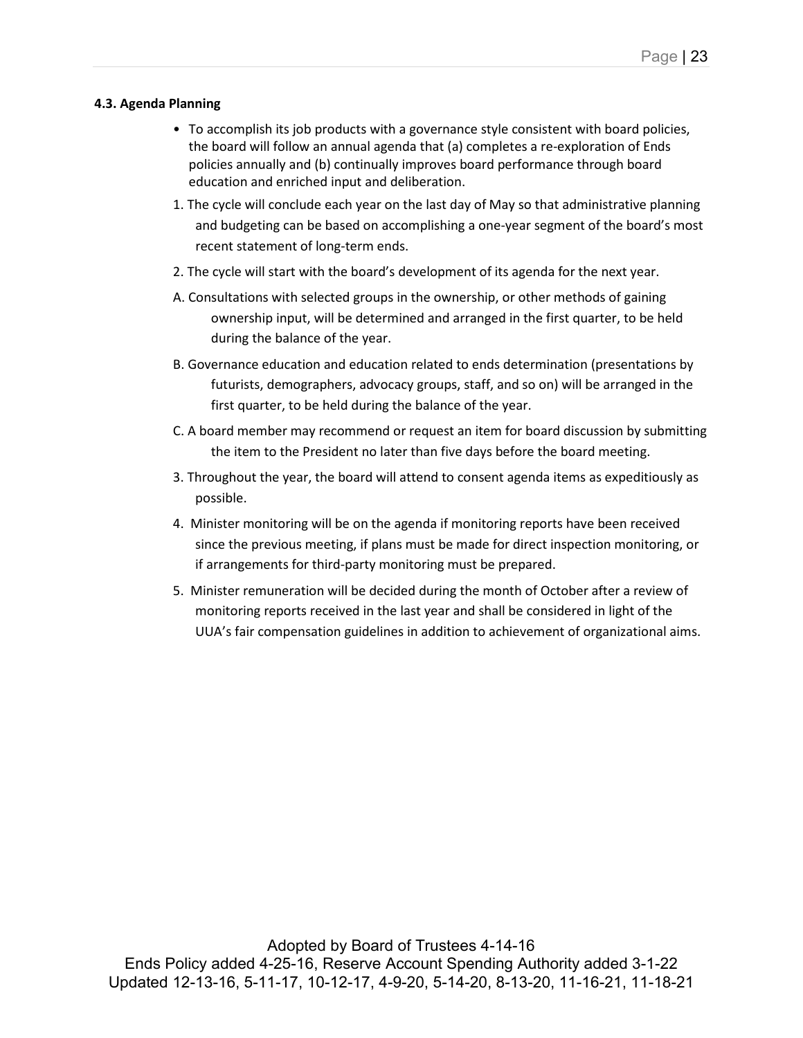#### 4.3. Agenda Planning

- To accomplish its job products with a governance style consistent with board policies, the board will follow an annual agenda that (a) completes a re-exploration of Ends policies annually and (b) continually improves board performance through board education and enriched input and deliberation.

1. The cycle will conclude each year on the last day of May so that administrative planning and budgeting can be based on accomplishing a one-year segment of the board's most recent statement of long-term ends.
2. The cycle will start with the board's development of its agenda for the next year.

   A. Consultations with selected groups in the ownership, or other methods of gaining ownership input, will be determined and arranged in the first quarter, to be held during the balance of the year.

   B. Governance education and education related to ends determination (presentations by futurists, demographers, advocacy groups, staff, and so on) will be arranged in the first quarter, to be held during the balance of the year.

   C. A board member may recommend or request an item for board discussion by submitting the item to the President no later than five days before the board meeting.

3. Throughout the year, the board will attend to consent agenda items as expeditiously as possible.
4. Minister monitoring will be on the agenda if monitoring reports have been received since the previous meeting, if plans must be made for direct inspection monitoring, or if arrangements for third-party monitoring must be prepared.
5. Minister remuneration will be decided during the month of October after a review of monitoring reports received in the last year and shall be considered in light of the UUA's fair compensation guidelines in addition to achievement of organizational aims.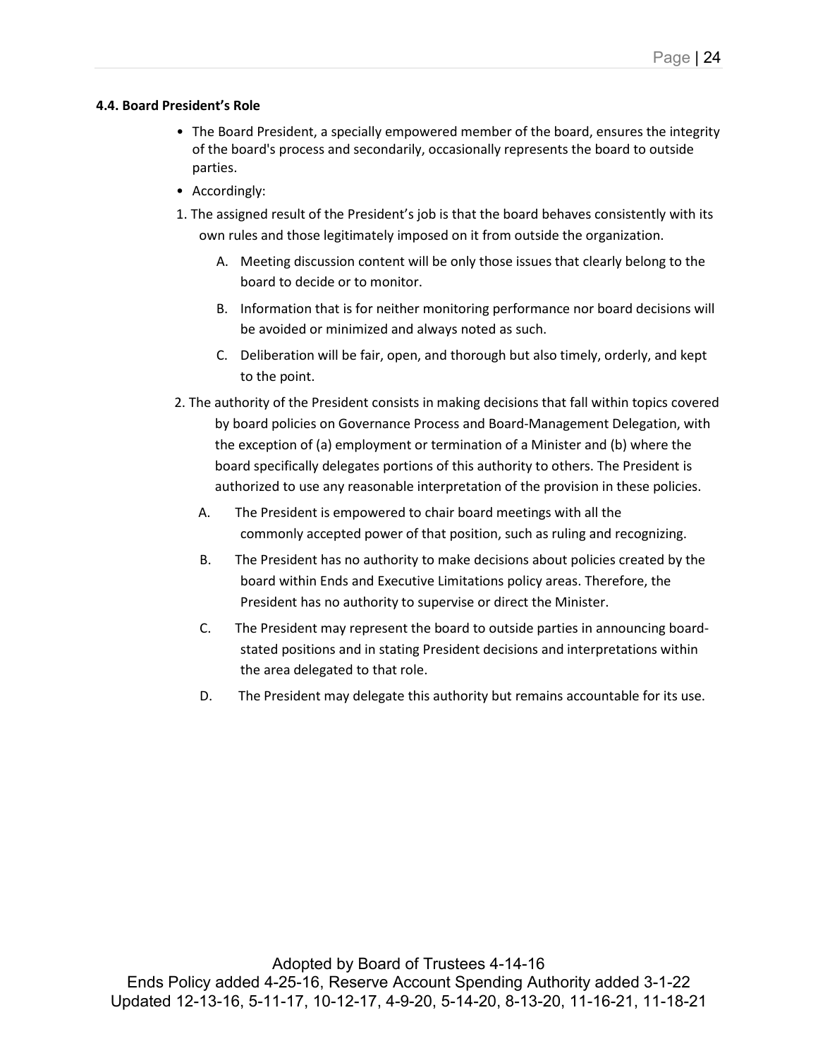**4.4. Board President's Role**

- The Board President, a specially empowered member of the board, ensures the integrity of the board's process and secondarily, occasionally represents the board to outside parties.
- Accordingly:

1. The assigned result of the President's job is that the board behaves consistently with its own rules and those legitimately imposed on it from outside the organization.
   A. Meeting discussion content will be only those issues that clearly belong to the board to decide or to monitor.
   B. Information that is for neither monitoring performance nor board decisions will be avoided or minimized and always noted as such.
   C. Deliberation will be fair, open, and thorough but also timely, orderly, and kept to the point.
2. The authority of the President consists in making decisions that fall within topics covered by board policies on Governance Process and Board-Management Delegation, with the exception of (a) employment or termination of a Minister and (b) where the board specifically delegates portions of this authority to others. The President is authorized to use any reasonable interpretation of the provision in these policies.
   A. The President is empowered to chair board meetings with all the commonly accepted power of that position, such as ruling and recognizing.
   B. The President has no authority to make decisions about policies created by the board within Ends and Executive Limitations policy areas. Therefore, the President has no authority to supervise or direct the Minister.
   C. The President may represent the board to outside parties in announcing board-stated positions and in stating President decisions and interpretations within the area delegated to that role.
   D. The President may delegate this authority but remains accountable for its use.

Adopted by Board of Trustees 4-14-16
Ends Policy added 4-25-16, Reserve Account Spending Authority added 3-1-22
Updated 12-13-16, 5-11-17, 10-12-17, 4-9-20, 5-14-20, 8-13-20, 11-16-21, 11-18-21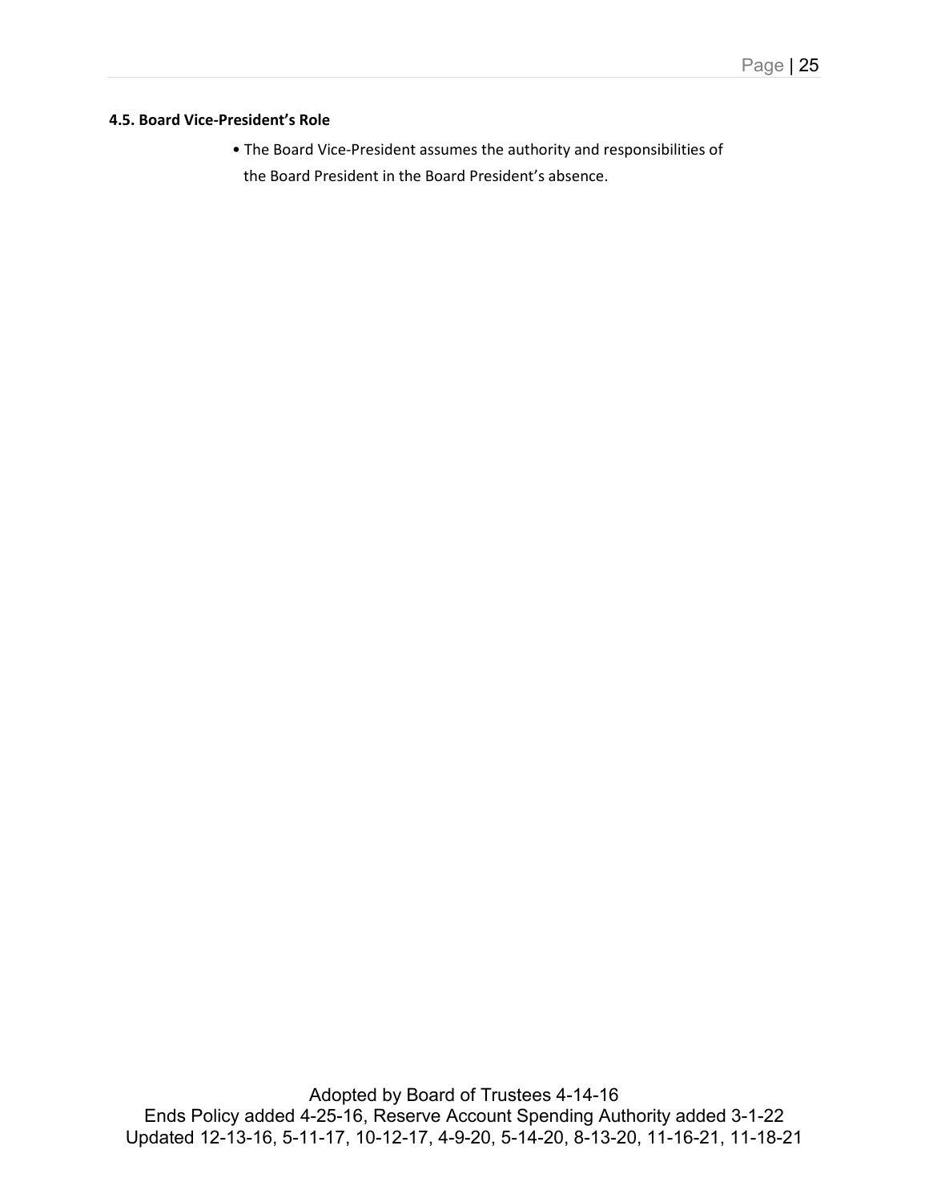#### 4.5. Board Vice-President's Role

- The Board Vice-President assumes the authority and responsibilities of the Board President in the Board President's absence.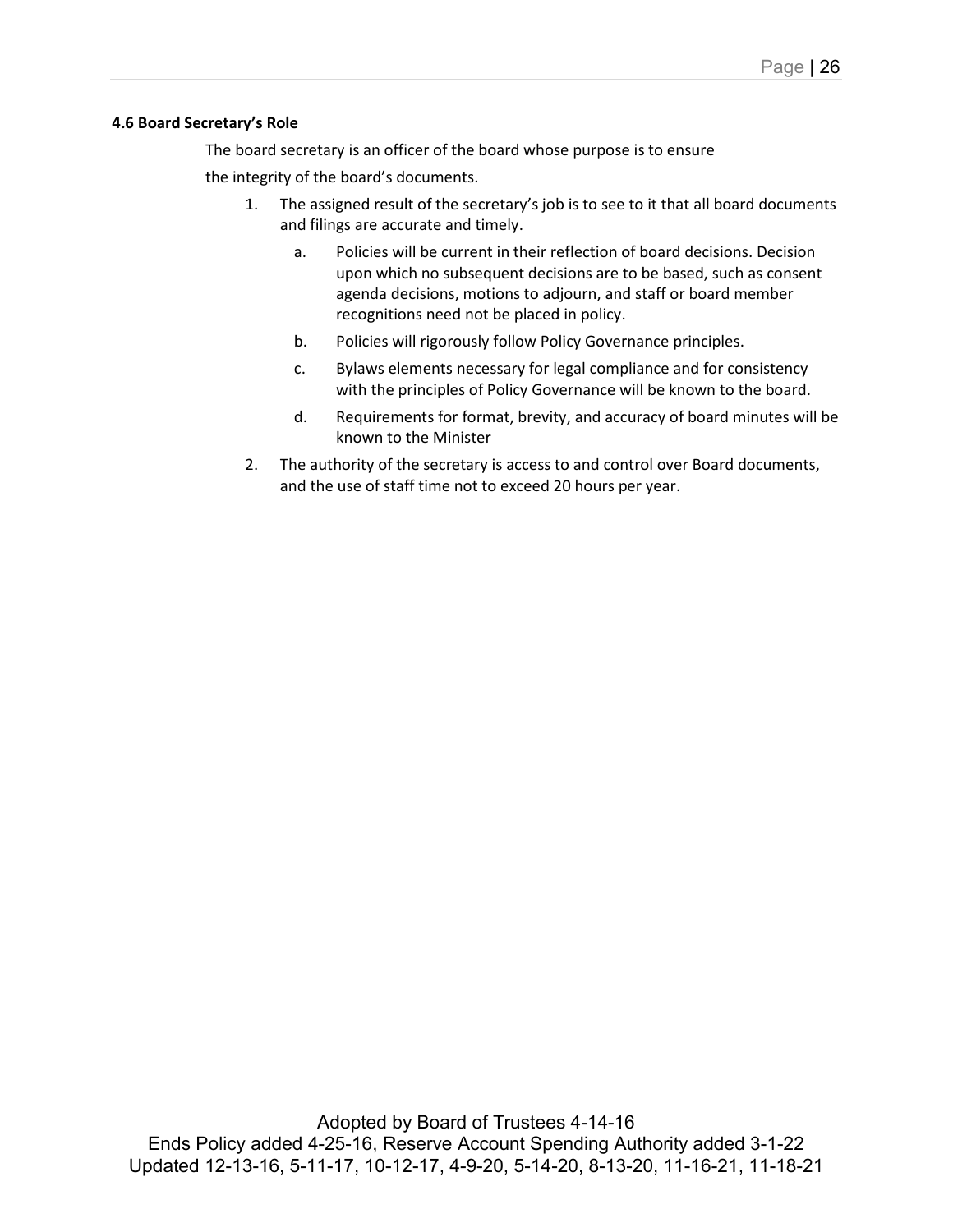#### 4.6 Board Secretary's Role

The board secretary is an officer of the board whose purpose is to ensure the integrity of the board's documents.

1. The assigned result of the secretary's job is to see to it that all board documents and filings are accurate and timely.
    a. Policies will be current in their reflection of board decisions. Decision upon which no subsequent decisions are to be based, such as consent agenda decisions, motions to adjourn, and staff or board member recognitions need not be placed in policy.
    b. Policies will rigorously follow Policy Governance principles.
    c. Bylaws elements necessary for legal compliance and for consistency with the principles of Policy Governance will be known to the board.
    d. Requirements for format, brevity, and accuracy of board minutes will be known to the Minister
2. The authority of the secretary is access to and control over Board documents, and the use of staff time not to exceed 20 hours per year.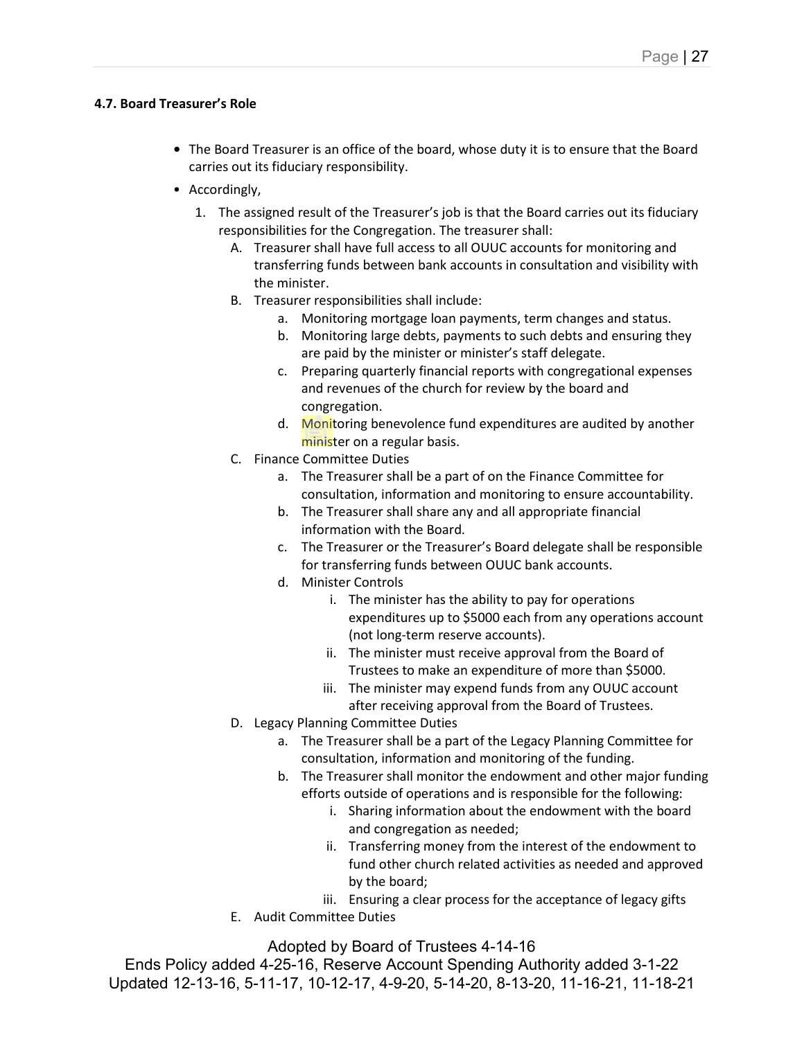#### 4.7. Board Treasurer's Role

- The Board Treasurer is an office of the board, whose duty it is to ensure that the Board carries out its fiduciary responsibility.
- Accordingly,
  1. The assigned result of the Treasurer's job is that the Board carries out its fiduciary responsibilities for the Congregation. The treasurer shall:
     A. Treasurer shall have full access to all OUUC accounts for monitoring and transferring funds between bank accounts in consultation and visibility with the minister.
     B. Treasurer responsibilities shall include:
        a. Monitoring mortgage loan payments, term changes and status.
        b. Monitoring large debts, payments to such debts and ensuring they are paid by the minister or minister's staff delegate.
        c. Preparing quarterly financial reports with congregational expenses and revenues of the church for review by the board and congregation.
        d. Monitoring benevolence fund expenditures are audited by another minister on a regular basis.
     C. Finance Committee Duties
        a. The Treasurer shall be a part of on the Finance Committee for consultation, information and monitoring to ensure accountability.
        b. The Treasurer shall share any and all appropriate financial information with the Board.
        c. The Treasurer or the Treasurer's Board delegate shall be responsible for transferring funds between OUUC bank accounts.
        d. Minister Controls
           i. The minister has the ability to pay for operations expenditures up to $5000 each from any operations account (not long-term reserve accounts).
           ii. The minister must receive approval from the Board of Trustees to make an expenditure of more than $5000.
           iii. The minister may expend funds from any OUUC account after receiving approval from the Board of Trustees.
     D. Legacy Planning Committee Duties
        a. The Treasurer shall be a part of the Legacy Planning Committee for consultation, information and monitoring of the funding.
        b. The Treasurer shall monitor the endowment and other major funding efforts outside of operations and is responsible for the following:
           i. Sharing information about the endowment with the board and congregation as needed;
           ii. Transferring money from the interest of the endowment to fund other church related activities as needed and approved by the board;
           iii. Ensuring a clear process for the acceptance of legacy gifts
     E. Audit Committee Duties

Adopted by Board of Trustees 4-14-16
Ends Policy added 4-25-16, Reserve Account Spending Authority added 3-1-22
Updated 12-13-16, 5-11-17, 10-12-17, 4-9-20, 5-14-20, 8-13-20, 11-16-21, 11-18-21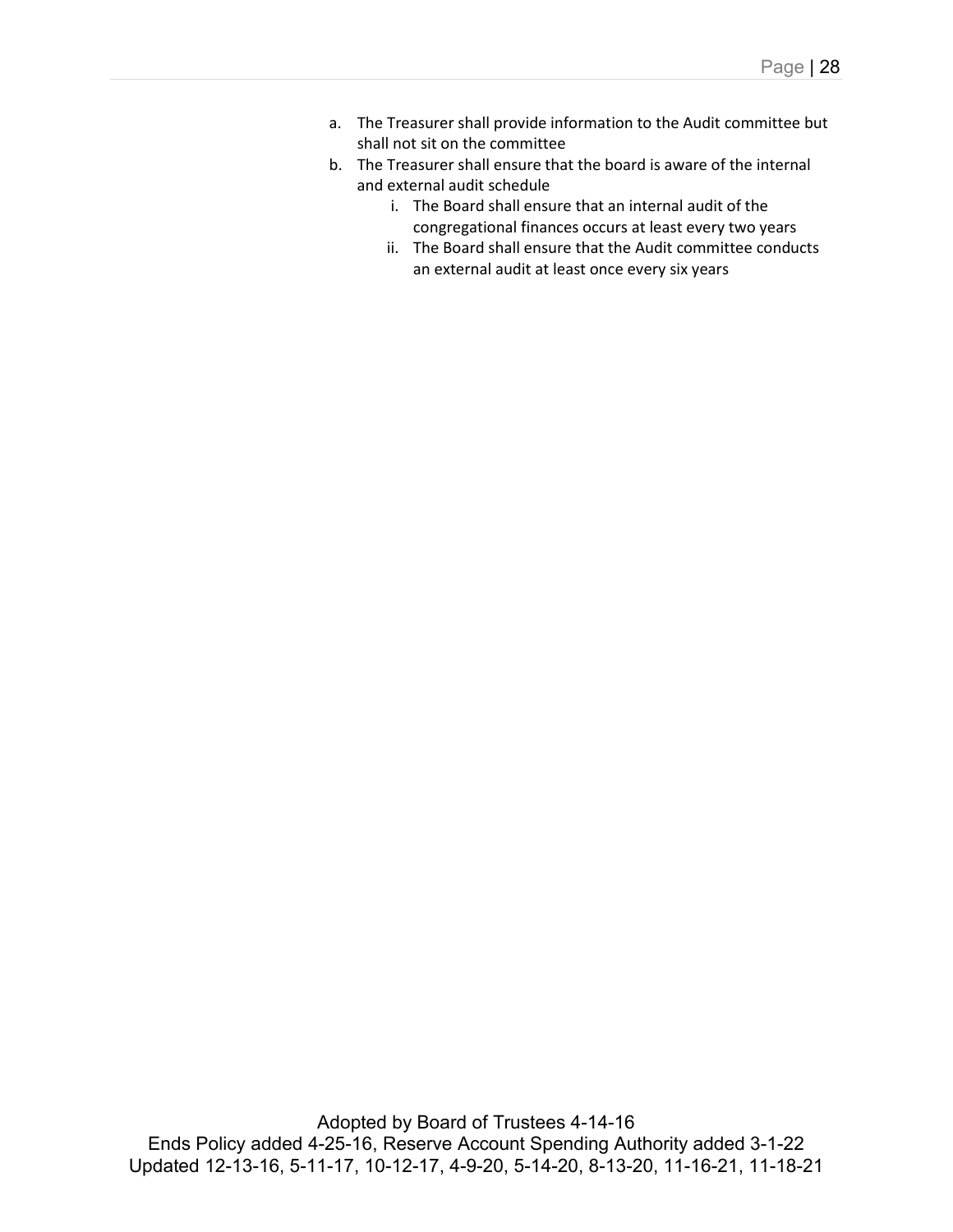a. The Treasurer shall provide information to the Audit committee but shall not sit on the committee

b. The Treasurer shall ensure that the board is aware of the internal and external audit schedule

   i. The Board shall ensure that an internal audit of the congregational finances occurs at least every two years

   ii. The Board shall ensure that the Audit committee conducts an external audit at least once every six years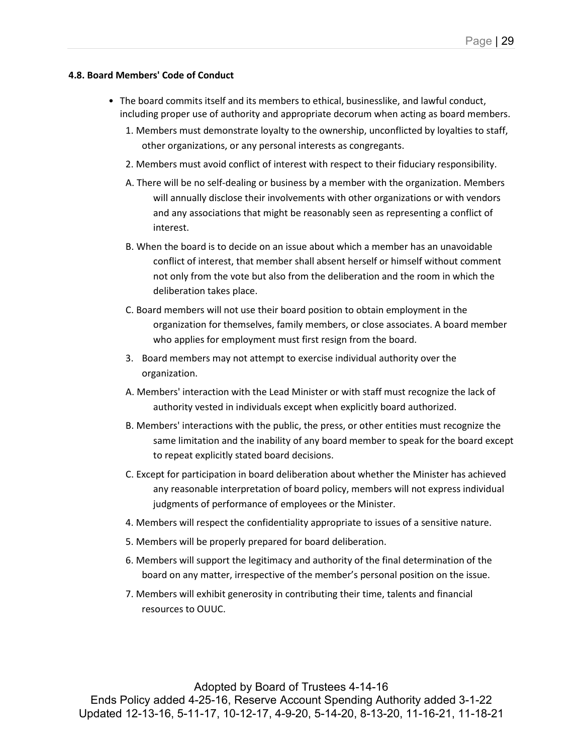**4.8. Board Members' Code of Conduct**

- The board commits itself and its members to ethical, businesslike, and lawful conduct, including proper use of authority and appropriate decorum when acting as board members.
  1. Members must demonstrate loyalty to the ownership, unconflicted by loyalties to staff, other organizations, or any personal interests as congregants.
  2. Members must avoid conflict of interest with respect to their fiduciary responsibility.

  A. There will be no self-dealing or business by a member with the organization. Members will annually disclose their involvements with other organizations or with vendors and any associations that might be reasonably seen as representing a conflict of interest.

  B. When the board is to decide on an issue about which a member has an unavoidable conflict of interest, that member shall absent herself or himself without comment not only from the vote but also from the deliberation and the room in which the deliberation takes place.

  C. Board members will not use their board position to obtain employment in the organization for themselves, family members, or close associates. A board member who applies for employment must first resign from the board.

  3. Board members may not attempt to exercise individual authority over the organization.

  A. Members' interaction with the Lead Minister or with staff must recognize the lack of authority vested in individuals except when explicitly board authorized.

  B. Members' interactions with the public, the press, or other entities must recognize the same limitation and the inability of any board member to speak for the board except to repeat explicitly stated board decisions.

  C. Except for participation in board deliberation about whether the Minister has achieved any reasonable interpretation of board policy, members will not express individual judgments of performance of employees or the Minister.

  4. Members will respect the confidentiality appropriate to issues of a sensitive nature.
  5. Members will be properly prepared for board deliberation.
  6. Members will support the legitimacy and authority of the final determination of the board on any matter, irrespective of the member's personal position on the issue.
  7. Members will exhibit generosity in contributing their time, talents and financial resources to OUUC.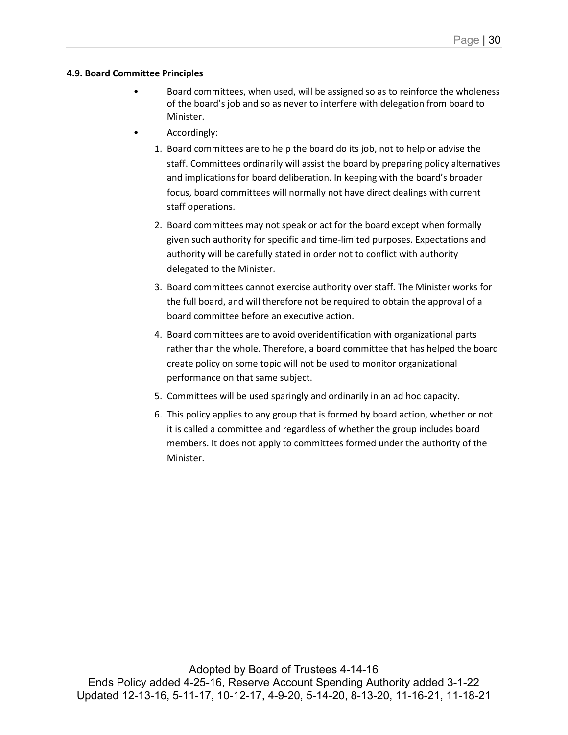#### 4.9. Board Committee Principles

- Board committees, when used, will be assigned so as to reinforce the wholeness of the board's job and so as never to interfere with delegation from board to Minister.
- Accordingly:
  1. Board committees are to help the board do its job, not to help or advise the staff. Committees ordinarily will assist the board by preparing policy alternatives and implications for board deliberation. In keeping with the board's broader focus, board committees will normally not have direct dealings with current staff operations.
  2. Board committees may not speak or act for the board except when formally given such authority for specific and time-limited purposes. Expectations and authority will be carefully stated in order not to conflict with authority delegated to the Minister.
  3. Board committees cannot exercise authority over staff. The Minister works for the full board, and will therefore not be required to obtain the approval of a board committee before an executive action.
  4. Board committees are to avoid overidentification with organizational parts rather than the whole. Therefore, a board committee that has helped the board create policy on some topic will not be used to monitor organizational performance on that same subject.
  5. Committees will be used sparingly and ordinarily in an ad hoc capacity.
  6. This policy applies to any group that is formed by board action, whether or not it is called a committee and regardless of whether the group includes board members. It does not apply to committees formed under the authority of the Minister.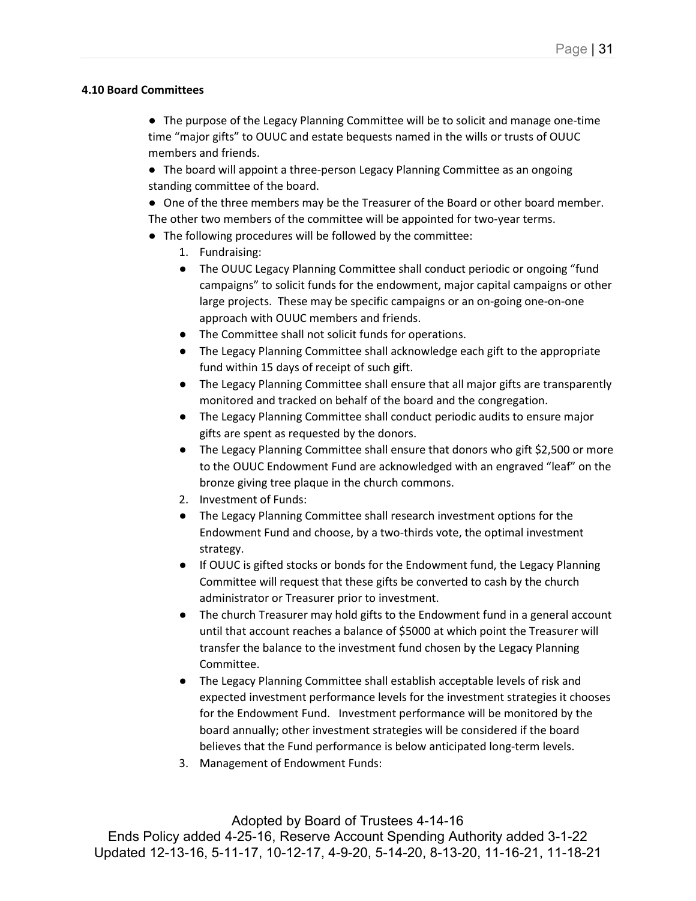**4.10 Board Committees**

- The purpose of the Legacy Planning Committee will be to solicit and manage one-time time "major gifts" to OUUC and estate bequests named in the wills or trusts of OUUC members and friends.
- The board will appoint a three-person Legacy Planning Committee as an ongoing standing committee of the board.
- One of the three members may be the Treasurer of the Board or other board member. The other two members of the committee will be appointed for two-year terms.
- The following procedures will be followed by the committee:
  1. Fundraising:
     - The OUUC Legacy Planning Committee shall conduct periodic or ongoing "fund campaigns" to solicit funds for the endowment, major capital campaigns or other large projects. These may be specific campaigns or an on-going one-on-one approach with OUUC members and friends.
     - The Committee shall not solicit funds for operations.
     - The Legacy Planning Committee shall acknowledge each gift to the appropriate fund within 15 days of receipt of such gift.
     - The Legacy Planning Committee shall ensure that all major gifts are transparently monitored and tracked on behalf of the board and the congregation.
     - The Legacy Planning Committee shall conduct periodic audits to ensure major gifts are spent as requested by the donors.
     - The Legacy Planning Committee shall ensure that donors who gift $2,500 or more to the OUUC Endowment Fund are acknowledged with an engraved "leaf" on the bronze giving tree plaque in the church commons.
  2. Investment of Funds:
     - The Legacy Planning Committee shall research investment options for the Endowment Fund and choose, by a two-thirds vote, the optimal investment strategy.
     - If OUUC is gifted stocks or bonds for the Endowment fund, the Legacy Planning Committee will request that these gifts be converted to cash by the church administrator or Treasurer prior to investment.
     - The church Treasurer may hold gifts to the Endowment fund in a general account until that account reaches a balance of $5000 at which point the Treasurer will transfer the balance to the investment fund chosen by the Legacy Planning Committee.
     - The Legacy Planning Committee shall establish acceptable levels of risk and expected investment performance levels for the investment strategies it chooses for the Endowment Fund. Investment performance will be monitored by the board annually; other investment strategies will be considered if the board believes that the Fund performance is below anticipated long-term levels.
  3. Management of Endowment Funds: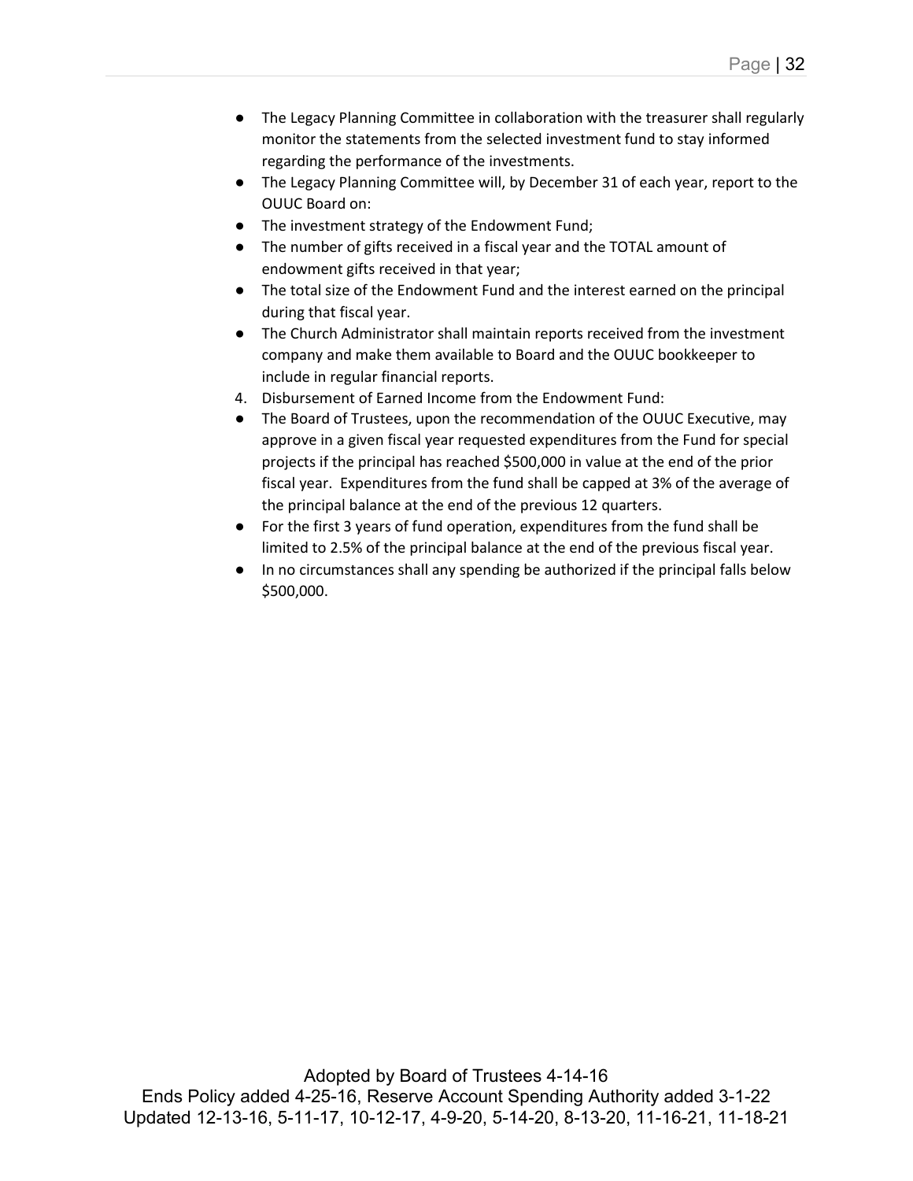- The Legacy Planning Committee in collaboration with the treasurer shall regularly monitor the statements from the selected investment fund to stay informed regarding the performance of the investments.
- The Legacy Planning Committee will, by December 31 of each year, report to the OUUC Board on:
- The investment strategy of the Endowment Fund;
- The number of gifts received in a fiscal year and the TOTAL amount of endowment gifts received in that year;
- The total size of the Endowment Fund and the interest earned on the principal during that fiscal year.
- The Church Administrator shall maintain reports received from the investment company and make them available to Board and the OUUC bookkeeper to include in regular financial reports.

4. Disbursement of Earned Income from the Endowment Fund:

- The Board of Trustees, upon the recommendation of the OUUC Executive, may approve in a given fiscal year requested expenditures from the Fund for special projects if the principal has reached $500,000 in value at the end of the prior fiscal year. Expenditures from the fund shall be capped at 3% of the average of the principal balance at the end of the previous 12 quarters.
- For the first 3 years of fund operation, expenditures from the fund shall be limited to 2.5% of the principal balance at the end of the previous fiscal year.
- In no circumstances shall any spending be authorized if the principal falls below $500,000.

Adopted by Board of Trustees 4-14-16
Ends Policy added 4-25-16, Reserve Account Spending Authority added 3-1-22
Updated 12-13-16, 5-11-17, 10-12-17, 4-9-20, 5-14-20, 8-13-20, 11-16-21, 11-18-21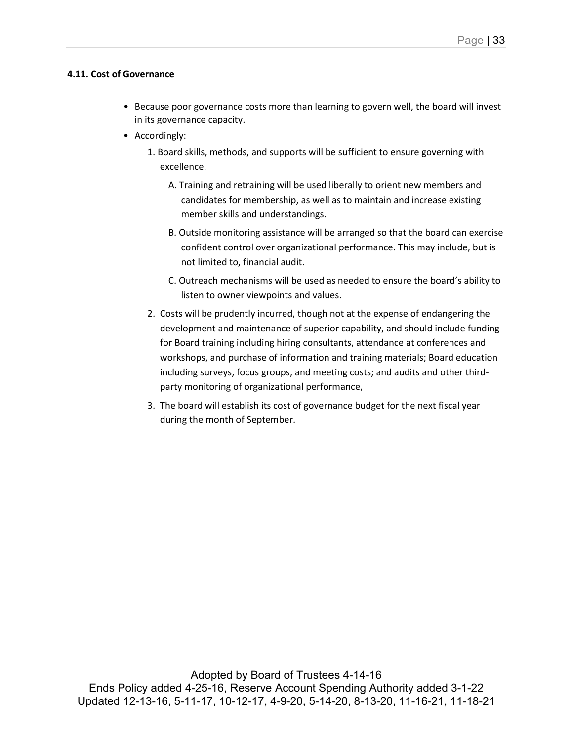### 4.11. Cost of Governance

- Because poor governance costs more than learning to govern well, the board will invest in its governance capacity.
- Accordingly:
  1. Board skills, methods, and supports will be sufficient to ensure governing with excellence.
     - A. Training and retraining will be used liberally to orient new members and candidates for membership, as well as to maintain and increase existing member skills and understandings.
     - B. Outside monitoring assistance will be arranged so that the board can exercise confident control over organizational performance. This may include, but is not limited to, financial audit.
     - C. Outreach mechanisms will be used as needed to ensure the board's ability to listen to owner viewpoints and values.
  2. Costs will be prudently incurred, though not at the expense of endangering the development and maintenance of superior capability, and should include funding for Board training including hiring consultants, attendance at conferences and workshops, and purchase of information and training materials; Board education including surveys, focus groups, and meeting costs; and audits and other third-party monitoring of organizational performance,
  3. The board will establish its cost of governance budget for the next fiscal year during the month of September.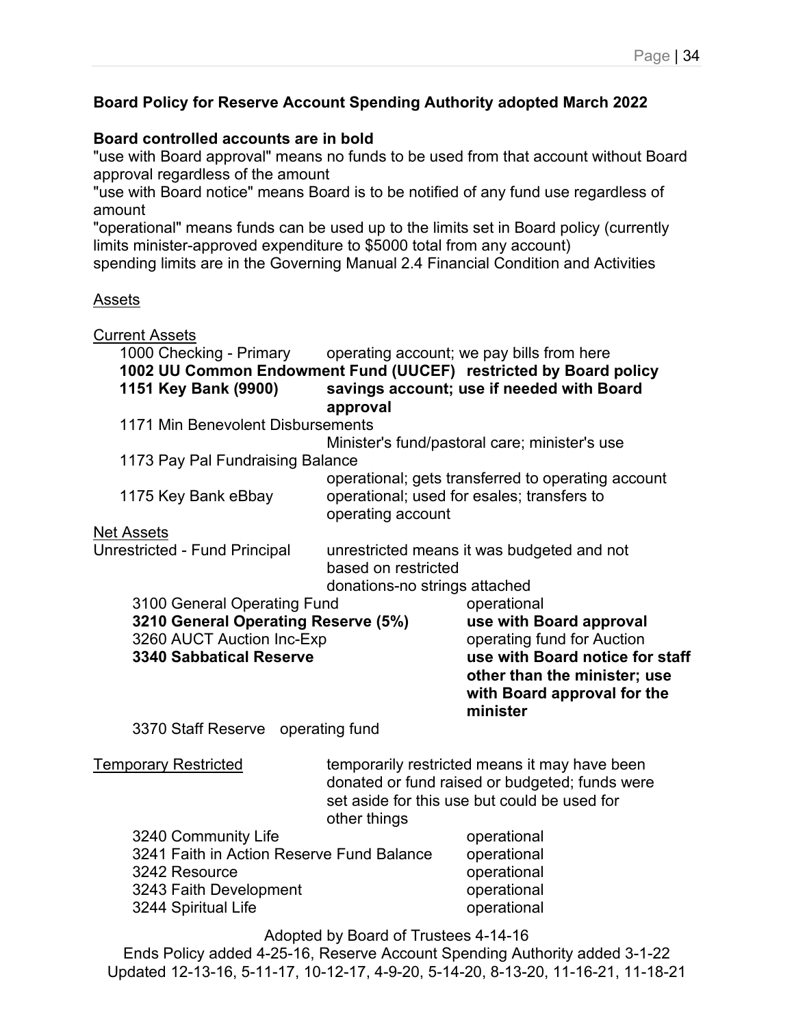**Board Policy for Reserve Account Spending Authority adopted March 2022**

**Board controlled accounts are in bold**

"use with Board approval" means no funds to be used from that account without Board approval regardless of the amount

"use with Board notice" means Board is to be notified of any fund use regardless of amount

"operational" means funds can be used up to the limits set in Board policy (currently limits minister-approved expenditure to $5000 total from any account)

spending limits are in the Governing Manual 2.4 Financial Condition and Activities

<u>Assets</u>

<u>Current Assets</u>

| Account | Authority |
|---|---|
| 1000 Checking - Primary | operating account; we pay bills from here |
| **1002 UU Common Endowment Fund (UUCEF)** | **restricted by Board policy** |
| **1151 Key Bank (9900)** | **savings account; use if needed with Board approval** |
| 1171 Min Benevolent Disbursements | Minister's fund/pastoral care; minister's use |
| 1173 Pay Pal Fundraising Balance | operational; gets transferred to operating account |
| 1175 Key Bank eBbay | operational; used for esales; transfers to operating account |

<u>Net Assets</u>

Unrestricted - Fund Principal — unrestricted means it was budgeted and not based on restricted donations-no strings attached

| Account | Authority |
|---|---|
| 3100 General Operating Fund | operational |
| **3210 General Operating Reserve (5%)** | **use with Board approval** |
| 3260 AUCT Auction Inc-Exp | operating fund for Auction |
| **3340 Sabbatical Reserve** | **use with Board notice for staff other than the minister; use with Board approval for the minister** |
| 3370 Staff Reserve | operating fund |

<u>Temporary Restricted</u> — temporarily restricted means it may have been donated or fund raised or budgeted; funds were set aside for this use but could be used for other things

| Account | Authority |
|---|---|
| 3240 Community Life | operational |
| 3241 Faith in Action Reserve Fund Balance | operational |
| 3242 Resource | operational |
| 3243 Faith Development | operational |
| 3244 Spiritual Life | operational |

Adopted by Board of Trustees 4-14-16

Ends Policy added 4-25-16, Reserve Account Spending Authority added 3-1-22

Updated 12-13-16, 5-11-17, 10-12-17, 4-9-20, 5-14-20, 8-13-20, 11-16-21, 11-18-21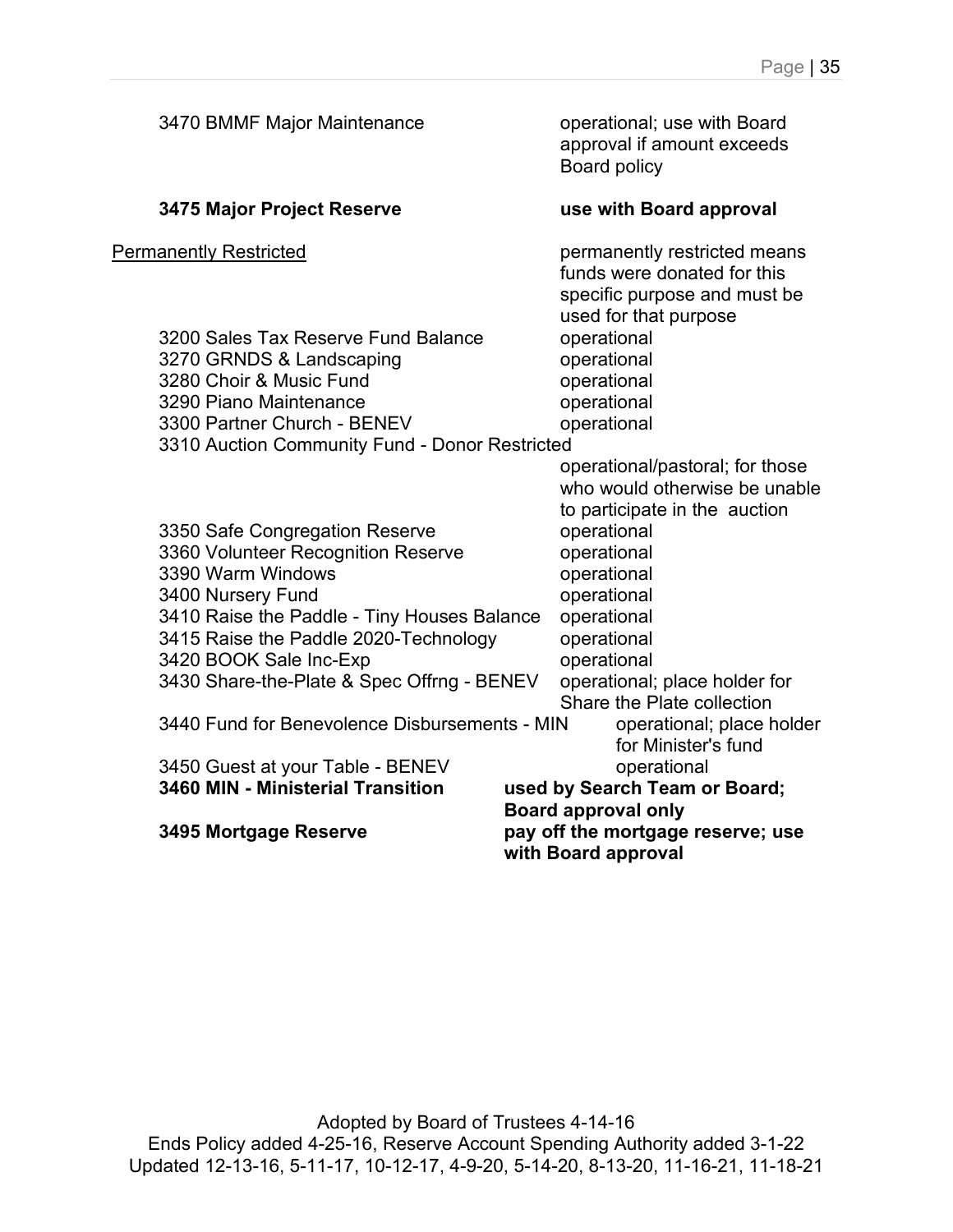| | |
|---|---|
| 3470 BMMF Major Maintenance | operational; use with Board approval if amount exceeds Board policy |
| **3475 Major Project Reserve** | **use with Board approval** |
| <u>Permanently Restricted</u> | permanently restricted means funds were donated for this specific purpose and must be used for that purpose |
| 3200 Sales Tax Reserve Fund Balance | operational |
| 3270 GRNDS & Landscaping | operational |
| 3280 Choir & Music Fund | operational |
| 3290 Piano Maintenance | operational |
| 3300 Partner Church - BENEV | operational |
| 3310 Auction Community Fund - Donor Restricted | operational/pastoral; for those who would otherwise be unable to participate in the auction |
| 3350 Safe Congregation Reserve | operational |
| 3360 Volunteer Recognition Reserve | operational |
| 3390 Warm Windows | operational |
| 3400 Nursery Fund | operational |
| 3410 Raise the Paddle - Tiny Houses Balance | operational |
| 3415 Raise the Paddle 2020-Technology | operational |
| 3420 BOOK Sale Inc-Exp | operational |
| 3430 Share-the-Plate & Spec Offrng - BENEV | operational; place holder for Share the Plate collection |
| 3440 Fund for Benevolence Disbursements - MIN | operational; place holder for Minister's fund |
| 3450 Guest at your Table - BENEV | operational |
| **3460 MIN - Ministerial Transition** | **used by Search Team or Board; Board approval only** |
| **3495 Mortgage Reserve** | **pay off the mortgage reserve; use with Board approval** |

Adopted by Board of Trustees 4-14-16
Ends Policy added 4-25-16, Reserve Account Spending Authority added 3-1-22
Updated 12-13-16, 5-11-17, 10-12-17, 4-9-20, 5-14-20, 8-13-20, 11-16-21, 11-18-21